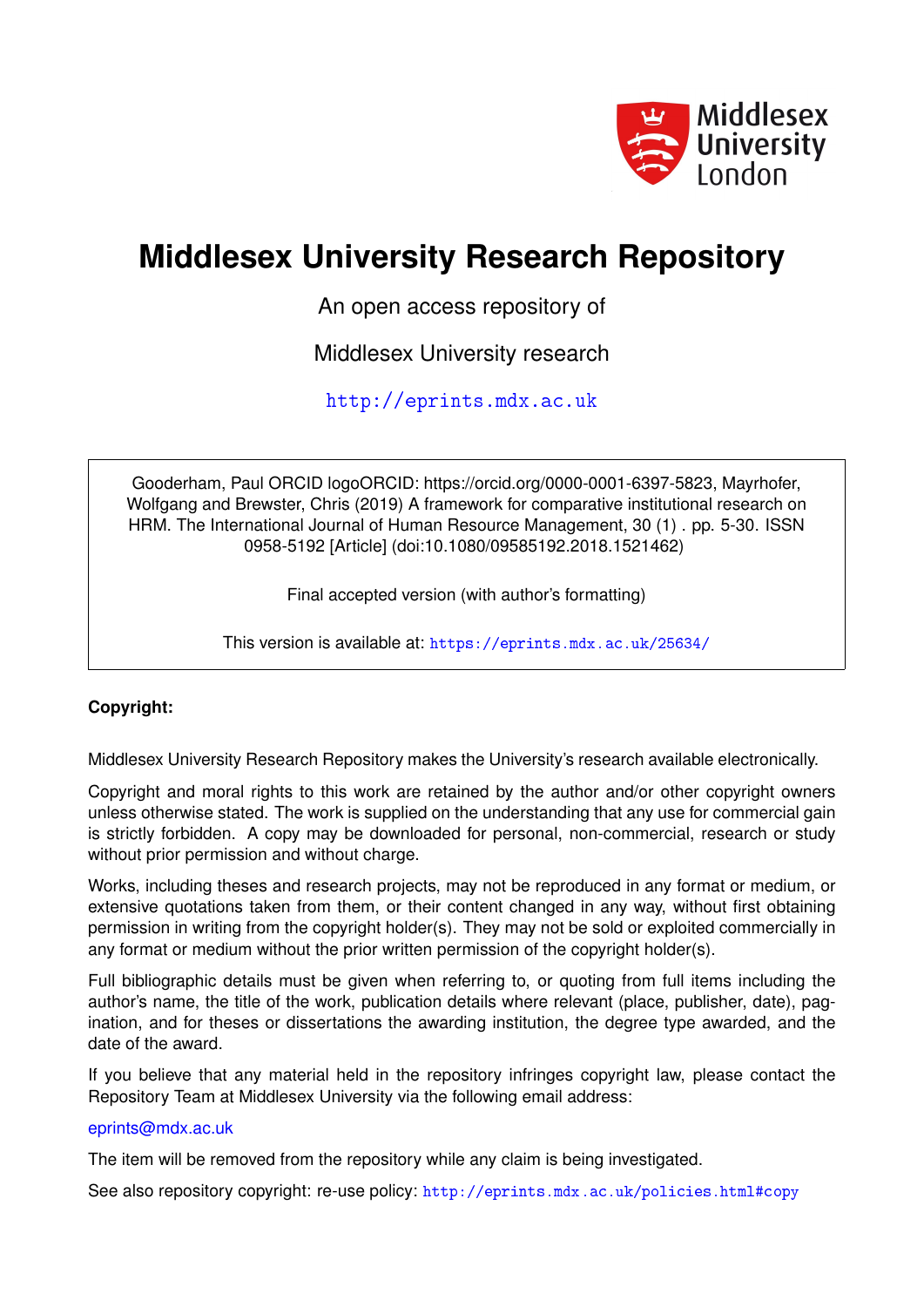Middlesex University London

# Middlesex University Research Repository

An open access repository of

Middlesex University research

http://eprints.mdx.ac.uk

Gooderham, Paul ORCID logoORCID: https://orcid.org/0000-0001-6397-5823, Mayrhofer, Wolfgang and Brewster, Chris (2019) A framework for comparative institutional research on HRM. The International Journal of Human Resource Management, 30 (1) . pp. 5-30. ISSN 0958-5192 [Article] (doi:10.1080/09585192.2018.1521462)

Final accepted version (with author's formatting)

This version is available at: https://eprints.mdx.ac.uk/25634/

**Copyright:**

Middlesex University Research Repository makes the University's research available electronically.

Copyright and moral rights to this work are retained by the author and/or other copyright owners unless otherwise stated. The work is supplied on the understanding that any use for commercial gain is strictly forbidden. A copy may be downloaded for personal, non-commercial, research or study without prior permission and without charge.

Works, including theses and research projects, may not be reproduced in any format or medium, or extensive quotations taken from them, or their content changed in any way, without first obtaining permission in writing from the copyright holder(s). They may not be sold or exploited commercially in any format or medium without the prior written permission of the copyright holder(s).

Full bibliographic details must be given when referring to, or quoting from full items including the author's name, the title of the work, publication details where relevant (place, publisher, date), pagination, and for theses or dissertations the awarding institution, the degree type awarded, and the date of the award.

If you believe that any material held in the repository infringes copyright law, please contact the Repository Team at Middlesex University via the following email address:

eprints@mdx.ac.uk

The item will be removed from the repository while any claim is being investigated.

See also repository copyright: re-use policy: http://eprints.mdx.ac.uk/policies.html#copy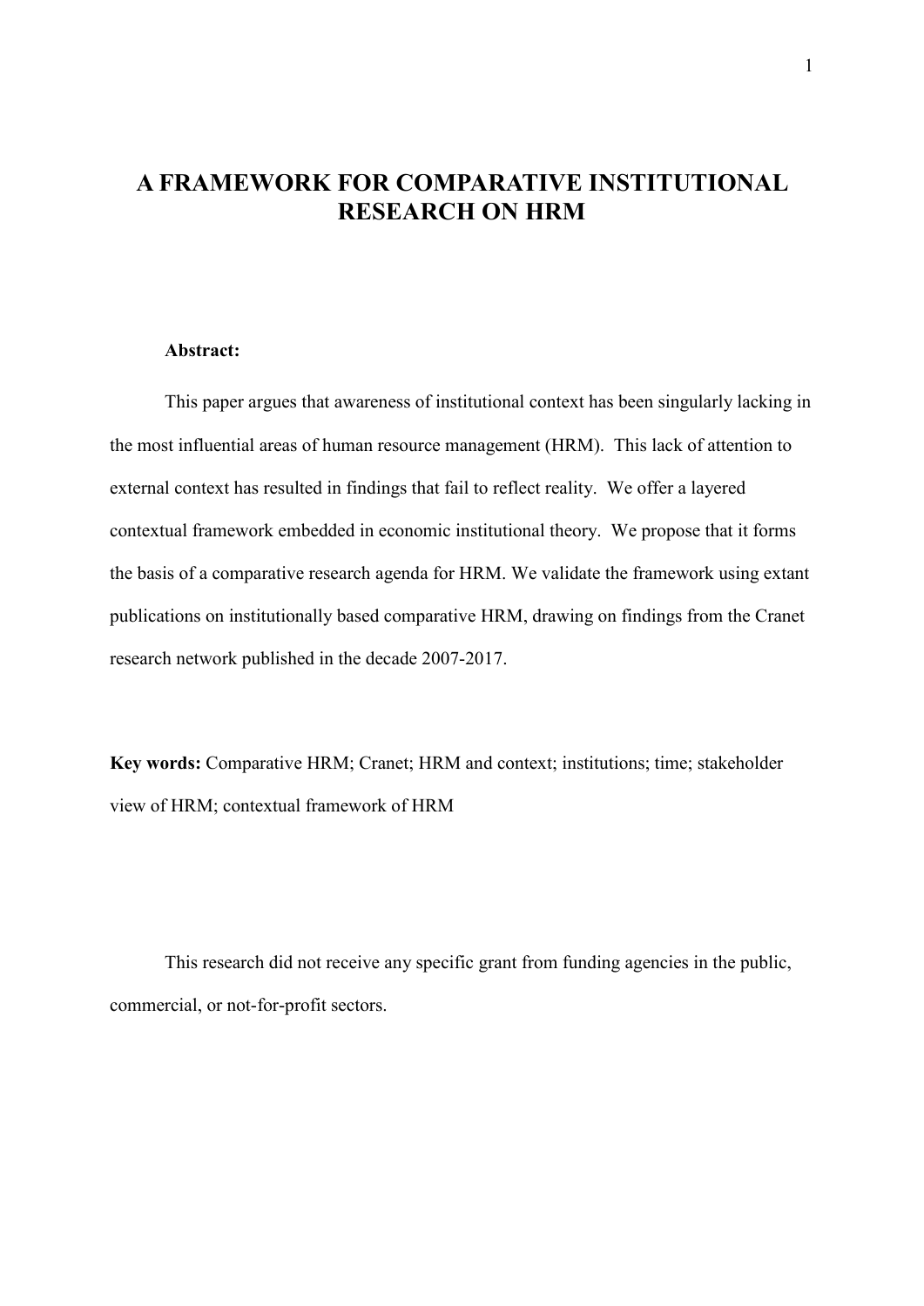# A FRAMEWORK FOR COMPARATIVE INSTITUTIONAL RESEARCH ON HRM

**Abstract:**

This paper argues that awareness of institutional context has been singularly lacking in the most influential areas of human resource management (HRM). This lack of attention to external context has resulted in findings that fail to reflect reality. We offer a layered contextual framework embedded in economic institutional theory. We propose that it forms the basis of a comparative research agenda for HRM. We validate the framework using extant publications on institutionally based comparative HRM, drawing on findings from the Cranet research network published in the decade 2007-2017.

**Key words:** Comparative HRM; Cranet; HRM and context; institutions; time; stakeholder view of HRM; contextual framework of HRM

This research did not receive any specific grant from funding agencies in the public, commercial, or not-for-profit sectors.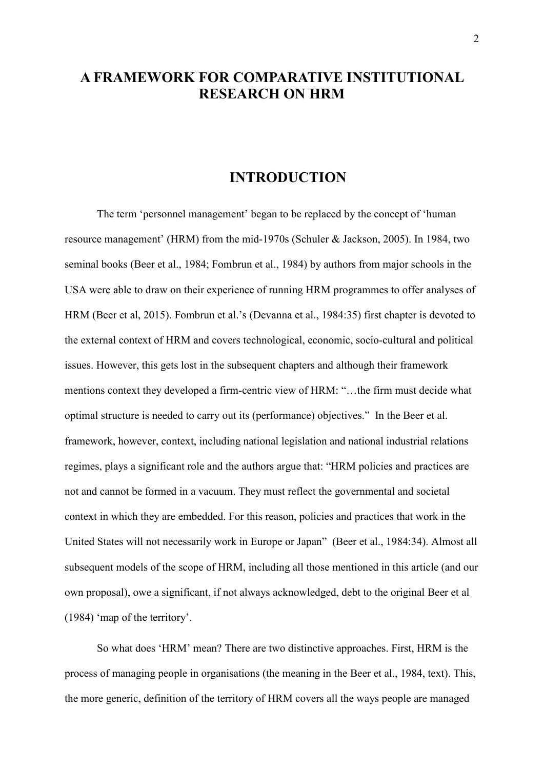# A FRAMEWORK FOR COMPARATIVE INSTITUTIONAL RESEARCH ON HRM

## INTRODUCTION

The term 'personnel management' began to be replaced by the concept of 'human resource management' (HRM) from the mid-1970s (Schuler & Jackson, 2005). In 1984, two seminal books (Beer et al., 1984; Fombrun et al., 1984) by authors from major schools in the USA were able to draw on their experience of running HRM programmes to offer analyses of HRM (Beer et al, 2015). Fombrun et al.'s (Devanna et al., 1984:35) first chapter is devoted to the external context of HRM and covers technological, economic, socio-cultural and political issues. However, this gets lost in the subsequent chapters and although their framework mentions context they developed a firm-centric view of HRM: "…the firm must decide what optimal structure is needed to carry out its (performance) objectives." In the Beer et al. framework, however, context, including national legislation and national industrial relations regimes, plays a significant role and the authors argue that: "HRM policies and practices are not and cannot be formed in a vacuum. They must reflect the governmental and societal context in which they are embedded. For this reason, policies and practices that work in the United States will not necessarily work in Europe or Japan" (Beer et al., 1984:34). Almost all subsequent models of the scope of HRM, including all those mentioned in this article (and our own proposal), owe a significant, if not always acknowledged, debt to the original Beer et al (1984) 'map of the territory'.

So what does 'HRM' mean? There are two distinctive approaches. First, HRM is the process of managing people in organisations (the meaning in the Beer et al., 1984, text). This, the more generic, definition of the territory of HRM covers all the ways people are managed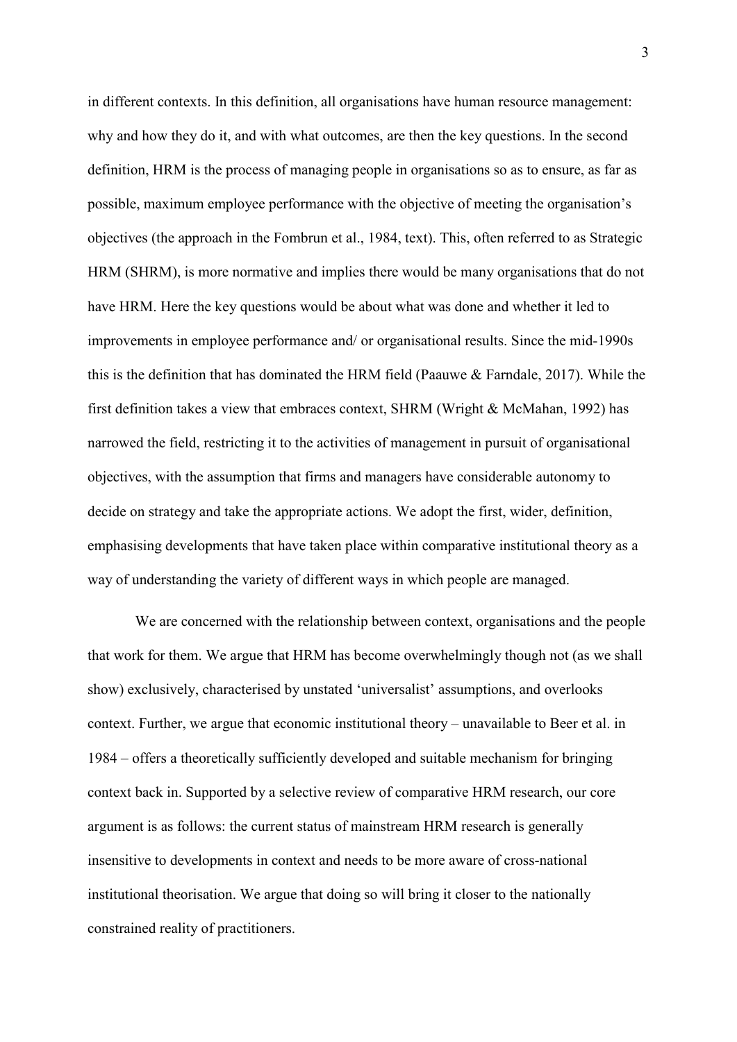in different contexts. In this definition, all organisations have human resource management: why and how they do it, and with what outcomes, are then the key questions. In the second definition, HRM is the process of managing people in organisations so as to ensure, as far as possible, maximum employee performance with the objective of meeting the organisation's objectives (the approach in the Fombrun et al., 1984, text). This, often referred to as Strategic HRM (SHRM), is more normative and implies there would be many organisations that do not have HRM. Here the key questions would be about what was done and whether it led to improvements in employee performance and/ or organisational results. Since the mid-1990s this is the definition that has dominated the HRM field (Paauwe & Farndale, 2017). While the first definition takes a view that embraces context, SHRM (Wright & McMahan, 1992) has narrowed the field, restricting it to the activities of management in pursuit of organisational objectives, with the assumption that firms and managers have considerable autonomy to decide on strategy and take the appropriate actions. We adopt the first, wider, definition, emphasising developments that have taken place within comparative institutional theory as a way of understanding the variety of different ways in which people are managed.

We are concerned with the relationship between context, organisations and the people that work for them. We argue that HRM has become overwhelmingly though not (as we shall show) exclusively, characterised by unstated 'universalist' assumptions, and overlooks context. Further, we argue that economic institutional theory – unavailable to Beer et al. in 1984 – offers a theoretically sufficiently developed and suitable mechanism for bringing context back in. Supported by a selective review of comparative HRM research, our core argument is as follows: the current status of mainstream HRM research is generally insensitive to developments in context and needs to be more aware of cross-national institutional theorisation. We argue that doing so will bring it closer to the nationally constrained reality of practitioners.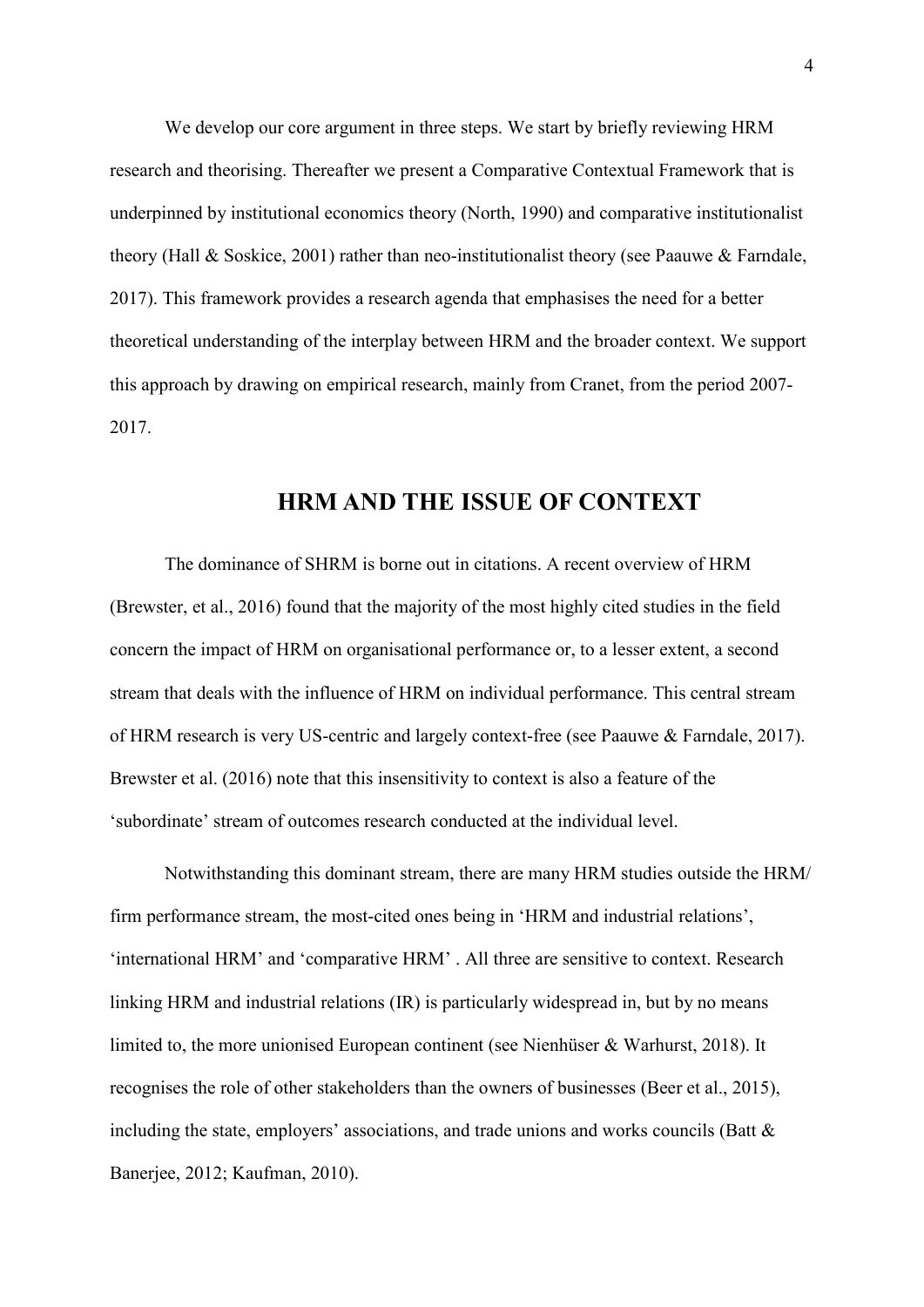We develop our core argument in three steps. We start by briefly reviewing HRM research and theorising. Thereafter we present a Comparative Contextual Framework that is underpinned by institutional economics theory (North, 1990) and comparative institutionalist theory (Hall & Soskice, 2001) rather than neo-institutionalist theory (see Paauwe & Farndale, 2017). This framework provides a research agenda that emphasises the need for a better theoretical understanding of the interplay between HRM and the broader context. We support this approach by drawing on empirical research, mainly from Cranet, from the period 2007-2017.

## HRM AND THE ISSUE OF CONTEXT

The dominance of SHRM is borne out in citations. A recent overview of HRM (Brewster, et al., 2016) found that the majority of the most highly cited studies in the field concern the impact of HRM on organisational performance or, to a lesser extent, a second stream that deals with the influence of HRM on individual performance. This central stream of HRM research is very US-centric and largely context-free (see Paauwe & Farndale, 2017). Brewster et al. (2016) note that this insensitivity to context is also a feature of the 'subordinate' stream of outcomes research conducted at the individual level.

Notwithstanding this dominant stream, there are many HRM studies outside the HRM/ firm performance stream, the most-cited ones being in 'HRM and industrial relations', 'international HRM' and 'comparative HRM' . All three are sensitive to context. Research linking HRM and industrial relations (IR) is particularly widespread in, but by no means limited to, the more unionised European continent (see Nienhüser & Warhurst, 2018). It recognises the role of other stakeholders than the owners of businesses (Beer et al., 2015), including the state, employers' associations, and trade unions and works councils (Batt & Banerjee, 2012; Kaufman, 2010).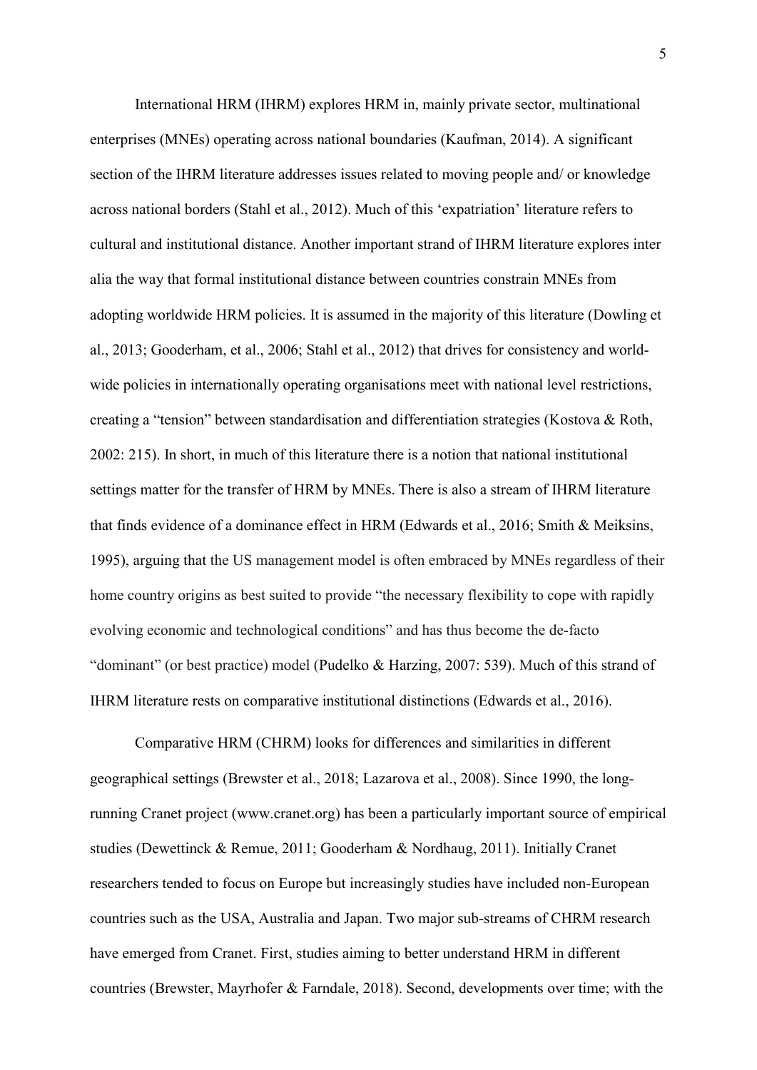International HRM (IHRM) explores HRM in, mainly private sector, multinational enterprises (MNEs) operating across national boundaries (Kaufman, 2014). A significant section of the IHRM literature addresses issues related to moving people and/ or knowledge across national borders (Stahl et al., 2012). Much of this 'expatriation' literature refers to cultural and institutional distance. Another important strand of IHRM literature explores inter alia the way that formal institutional distance between countries constrain MNEs from adopting worldwide HRM policies. It is assumed in the majority of this literature (Dowling et al., 2013; Gooderham, et al., 2006; Stahl et al., 2012) that drives for consistency and world-wide policies in internationally operating organisations meet with national level restrictions, creating a "tension" between standardisation and differentiation strategies (Kostova & Roth, 2002: 215). In short, in much of this literature there is a notion that national institutional settings matter for the transfer of HRM by MNEs. There is also a stream of IHRM literature that finds evidence of a dominance effect in HRM (Edwards et al., 2016; Smith & Meiksins, 1995), arguing that the US management model is often embraced by MNEs regardless of their home country origins as best suited to provide "the necessary flexibility to cope with rapidly evolving economic and technological conditions" and has thus become the de-facto "dominant" (or best practice) model (Pudelko & Harzing, 2007: 539). Much of this strand of IHRM literature rests on comparative institutional distinctions (Edwards et al., 2016).

Comparative HRM (CHRM) looks for differences and similarities in different geographical settings (Brewster et al., 2018; Lazarova et al., 2008). Since 1990, the long-running Cranet project (www.cranet.org) has been a particularly important source of empirical studies (Dewettinck & Remue, 2011; Gooderham & Nordhaug, 2011). Initially Cranet researchers tended to focus on Europe but increasingly studies have included non-European countries such as the USA, Australia and Japan. Two major sub-streams of CHRM research have emerged from Cranet. First, studies aiming to better understand HRM in different countries (Brewster, Mayrhofer & Farndale, 2018). Second, developments over time; with the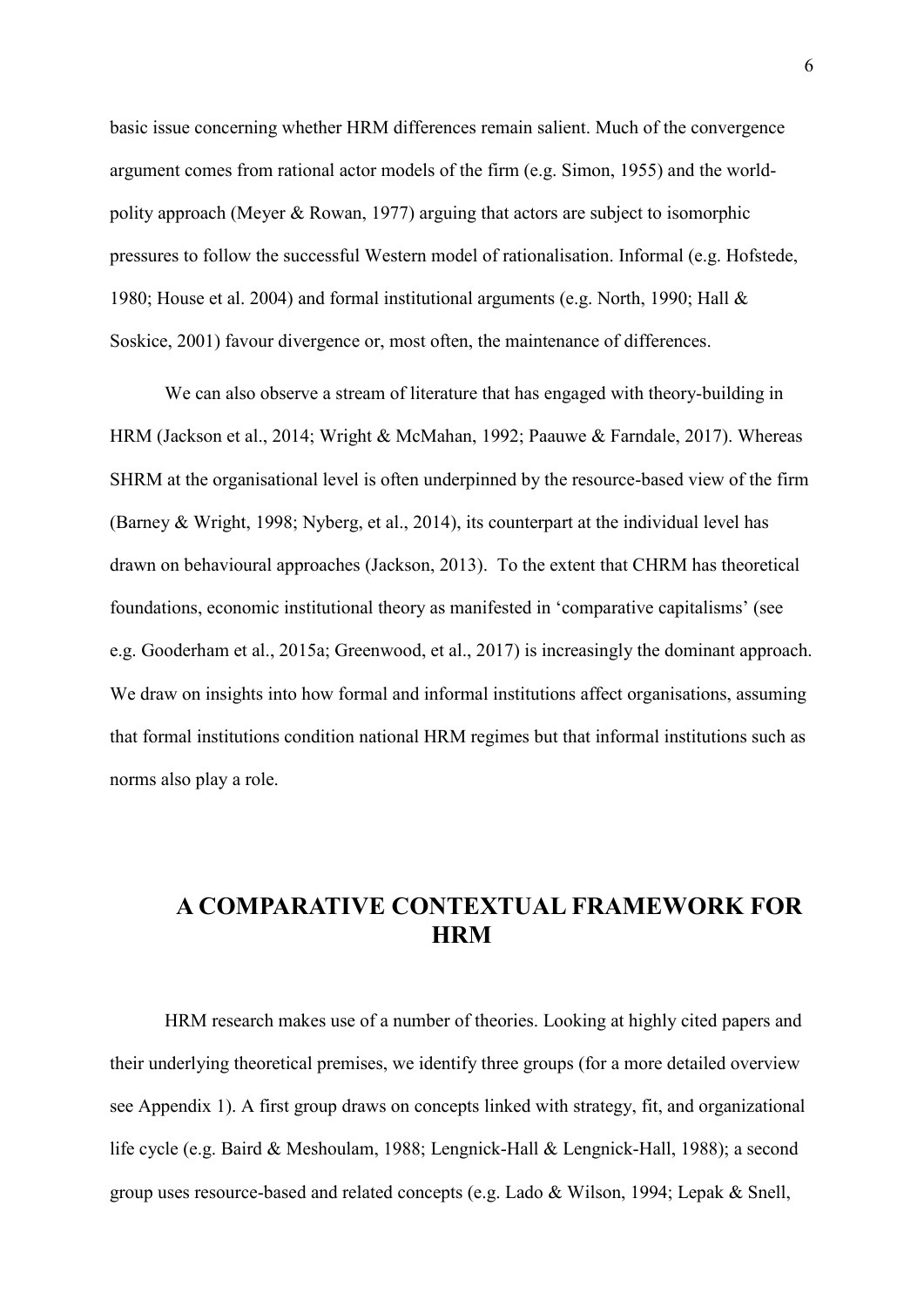basic issue concerning whether HRM differences remain salient. Much of the convergence argument comes from rational actor models of the firm (e.g. Simon, 1955) and the world-polity approach (Meyer & Rowan, 1977) arguing that actors are subject to isomorphic pressures to follow the successful Western model of rationalisation. Informal (e.g. Hofstede, 1980; House et al. 2004) and formal institutional arguments (e.g. North, 1990; Hall & Soskice, 2001) favour divergence or, most often, the maintenance of differences.

We can also observe a stream of literature that has engaged with theory-building in HRM (Jackson et al., 2014; Wright & McMahan, 1992; Paauwe & Farndale, 2017). Whereas SHRM at the organisational level is often underpinned by the resource-based view of the firm (Barney & Wright, 1998; Nyberg, et al., 2014), its counterpart at the individual level has drawn on behavioural approaches (Jackson, 2013). To the extent that CHRM has theoretical foundations, economic institutional theory as manifested in 'comparative capitalisms' (see e.g. Gooderham et al., 2015a; Greenwood, et al., 2017) is increasingly the dominant approach. We draw on insights into how formal and informal institutions affect organisations, assuming that formal institutions condition national HRM regimes but that informal institutions such as norms also play a role.

## A COMPARATIVE CONTEXTUAL FRAMEWORK FOR HRM

HRM research makes use of a number of theories. Looking at highly cited papers and their underlying theoretical premises, we identify three groups (for a more detailed overview see Appendix 1). A first group draws on concepts linked with strategy, fit, and organizational life cycle (e.g. Baird & Meshoulam, 1988; Lengnick-Hall & Lengnick-Hall, 1988); a second group uses resource-based and related concepts (e.g. Lado & Wilson, 1994; Lepak & Snell,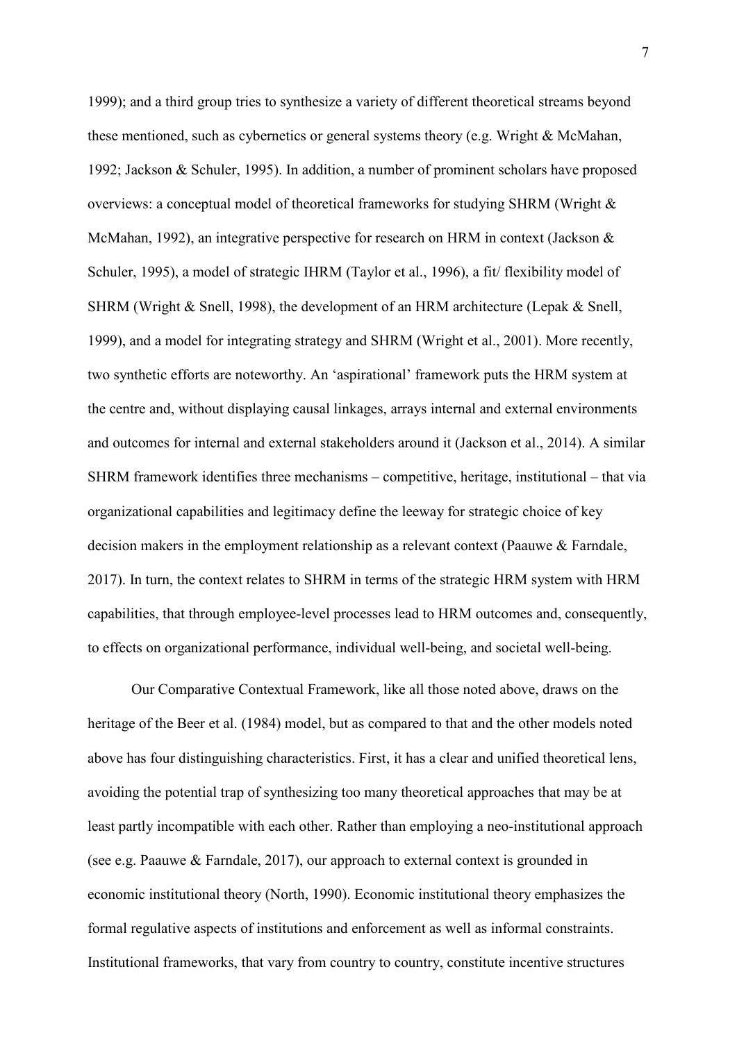1999); and a third group tries to synthesize a variety of different theoretical streams beyond these mentioned, such as cybernetics or general systems theory (e.g. Wright & McMahan, 1992; Jackson & Schuler, 1995). In addition, a number of prominent scholars have proposed overviews: a conceptual model of theoretical frameworks for studying SHRM (Wright & McMahan, 1992), an integrative perspective for research on HRM in context (Jackson & Schuler, 1995), a model of strategic IHRM (Taylor et al., 1996), a fit/ flexibility model of SHRM (Wright & Snell, 1998), the development of an HRM architecture (Lepak & Snell, 1999), and a model for integrating strategy and SHRM (Wright et al., 2001). More recently, two synthetic efforts are noteworthy. An 'aspirational' framework puts the HRM system at the centre and, without displaying causal linkages, arrays internal and external environments and outcomes for internal and external stakeholders around it (Jackson et al., 2014). A similar SHRM framework identifies three mechanisms – competitive, heritage, institutional – that via organizational capabilities and legitimacy define the leeway for strategic choice of key decision makers in the employment relationship as a relevant context (Paauwe & Farndale, 2017). In turn, the context relates to SHRM in terms of the strategic HRM system with HRM capabilities, that through employee-level processes lead to HRM outcomes and, consequently, to effects on organizational performance, individual well-being, and societal well-being.

Our Comparative Contextual Framework, like all those noted above, draws on the heritage of the Beer et al. (1984) model, but as compared to that and the other models noted above has four distinguishing characteristics. First, it has a clear and unified theoretical lens, avoiding the potential trap of synthesizing too many theoretical approaches that may be at least partly incompatible with each other. Rather than employing a neo-institutional approach (see e.g. Paauwe & Farndale, 2017), our approach to external context is grounded in economic institutional theory (North, 1990). Economic institutional theory emphasizes the formal regulative aspects of institutions and enforcement as well as informal constraints. Institutional frameworks, that vary from country to country, constitute incentive structures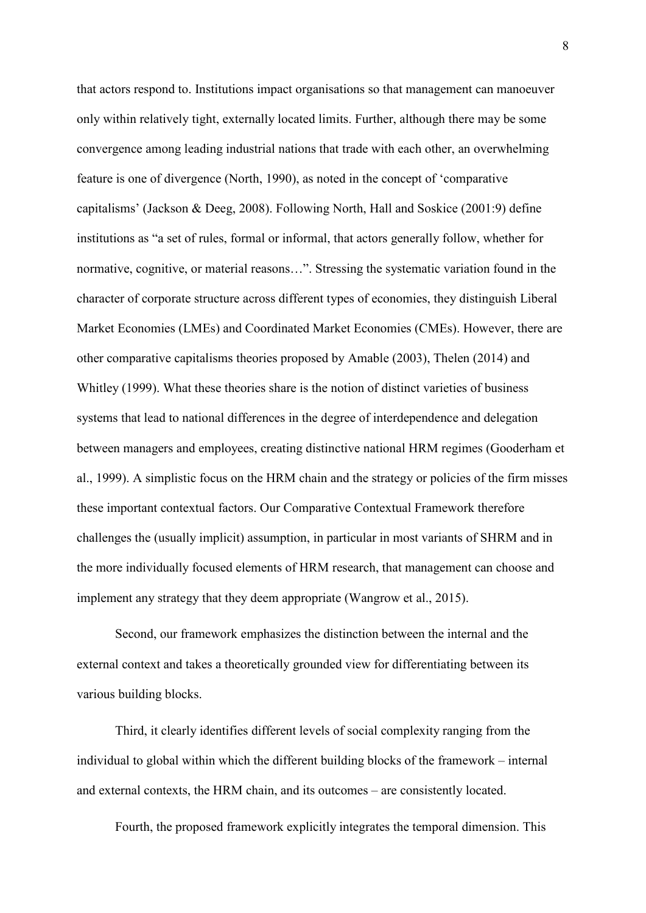that actors respond to. Institutions impact organisations so that management can manoeuver only within relatively tight, externally located limits. Further, although there may be some convergence among leading industrial nations that trade with each other, an overwhelming feature is one of divergence (North, 1990), as noted in the concept of 'comparative capitalisms' (Jackson & Deeg, 2008). Following North, Hall and Soskice (2001:9) define institutions as "a set of rules, formal or informal, that actors generally follow, whether for normative, cognitive, or material reasons…". Stressing the systematic variation found in the character of corporate structure across different types of economies, they distinguish Liberal Market Economies (LMEs) and Coordinated Market Economies (CMEs). However, there are other comparative capitalisms theories proposed by Amable (2003), Thelen (2014) and Whitley (1999). What these theories share is the notion of distinct varieties of business systems that lead to national differences in the degree of interdependence and delegation between managers and employees, creating distinctive national HRM regimes (Gooderham et al., 1999). A simplistic focus on the HRM chain and the strategy or policies of the firm misses these important contextual factors. Our Comparative Contextual Framework therefore challenges the (usually implicit) assumption, in particular in most variants of SHRM and in the more individually focused elements of HRM research, that management can choose and implement any strategy that they deem appropriate (Wangrow et al., 2015).

Second, our framework emphasizes the distinction between the internal and the external context and takes a theoretically grounded view for differentiating between its various building blocks.

Third, it clearly identifies different levels of social complexity ranging from the individual to global within which the different building blocks of the framework – internal and external contexts, the HRM chain, and its outcomes – are consistently located.

Fourth, the proposed framework explicitly integrates the temporal dimension. This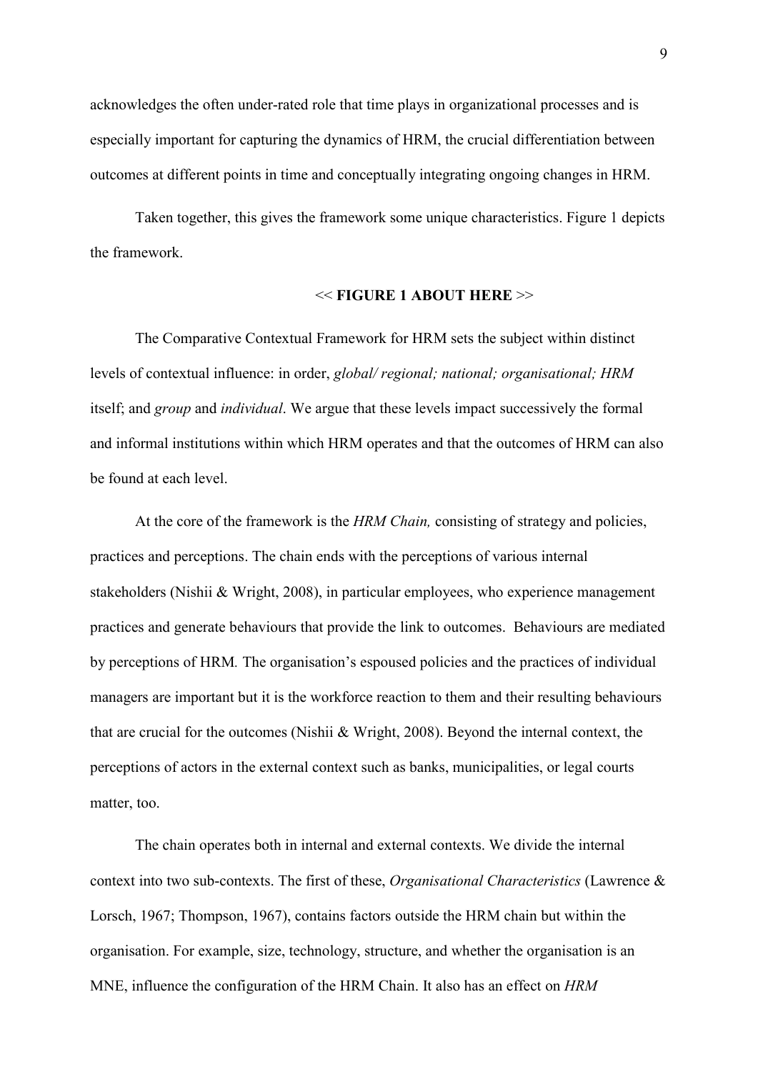acknowledges the often under-rated role that time plays in organizational processes and is especially important for capturing the dynamics of HRM, the crucial differentiation between outcomes at different points in time and conceptually integrating ongoing changes in HRM.

Taken together, this gives the framework some unique characteristics. Figure 1 depicts the framework.

<< **FIGURE 1 ABOUT HERE** >>

The Comparative Contextual Framework for HRM sets the subject within distinct levels of contextual influence: in order, *global/ regional; national; organisational; HRM* itself; and *group* and *individual*. We argue that these levels impact successively the formal and informal institutions within which HRM operates and that the outcomes of HRM can also be found at each level.

At the core of the framework is the *HRM Chain,* consisting of strategy and policies, practices and perceptions. The chain ends with the perceptions of various internal stakeholders (Nishii & Wright, 2008), in particular employees, who experience management practices and generate behaviours that provide the link to outcomes. Behaviours are mediated by perceptions of HRM*.* The organisation's espoused policies and the practices of individual managers are important but it is the workforce reaction to them and their resulting behaviours that are crucial for the outcomes (Nishii & Wright, 2008). Beyond the internal context, the perceptions of actors in the external context such as banks, municipalities, or legal courts matter, too.

The chain operates both in internal and external contexts. We divide the internal context into two sub-contexts. The first of these, *Organisational Characteristics* (Lawrence & Lorsch, 1967; Thompson, 1967), contains factors outside the HRM chain but within the organisation. For example, size, technology, structure, and whether the organisation is an MNE, influence the configuration of the HRM Chain. It also has an effect on *HRM*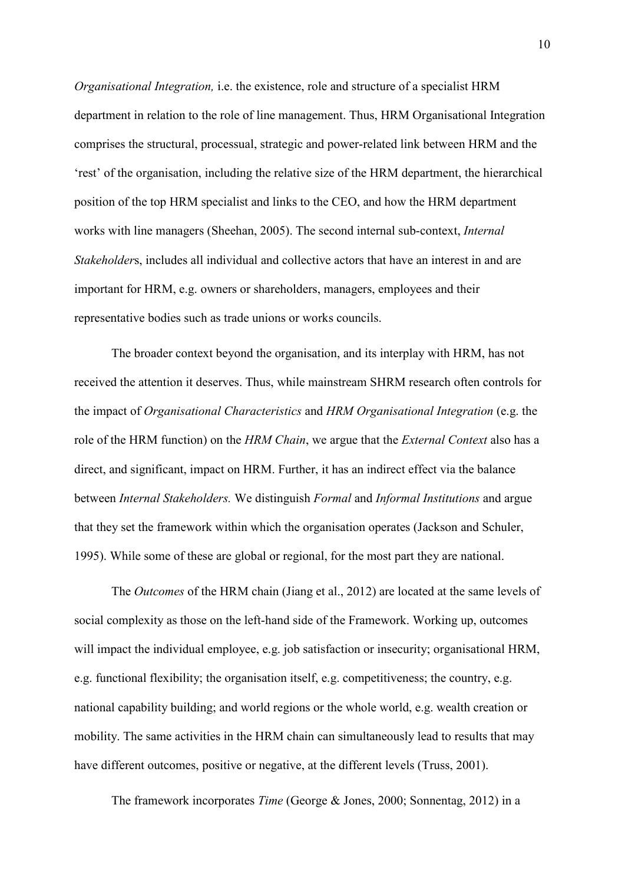*Organisational Integration,* i.e. the existence, role and structure of a specialist HRM department in relation to the role of line management. Thus, HRM Organisational Integration comprises the structural, processual, strategic and power-related link between HRM and the 'rest' of the organisation, including the relative size of the HRM department, the hierarchical position of the top HRM specialist and links to the CEO, and how the HRM department works with line managers (Sheehan, 2005). The second internal sub-context, *Internal Stakeholder*s, includes all individual and collective actors that have an interest in and are important for HRM, e.g. owners or shareholders, managers, employees and their representative bodies such as trade unions or works councils.

The broader context beyond the organisation, and its interplay with HRM, has not received the attention it deserves. Thus, while mainstream SHRM research often controls for the impact of *Organisational Characteristics* and *HRM Organisational Integration* (e.g. the role of the HRM function) on the *HRM Chain*, we argue that the *External Context* also has a direct, and significant, impact on HRM. Further, it has an indirect effect via the balance between *Internal Stakeholders.* We distinguish *Formal* and *Informal Institutions* and argue that they set the framework within which the organisation operates (Jackson and Schuler, 1995). While some of these are global or regional, for the most part they are national.

The *Outcomes* of the HRM chain (Jiang et al., 2012) are located at the same levels of social complexity as those on the left-hand side of the Framework. Working up, outcomes will impact the individual employee, e.g. job satisfaction or insecurity; organisational HRM, e.g. functional flexibility; the organisation itself, e.g. competitiveness; the country, e.g. national capability building; and world regions or the whole world, e.g. wealth creation or mobility. The same activities in the HRM chain can simultaneously lead to results that may have different outcomes, positive or negative, at the different levels (Truss, 2001).

The framework incorporates *Time* (George & Jones, 2000; Sonnentag, 2012) in a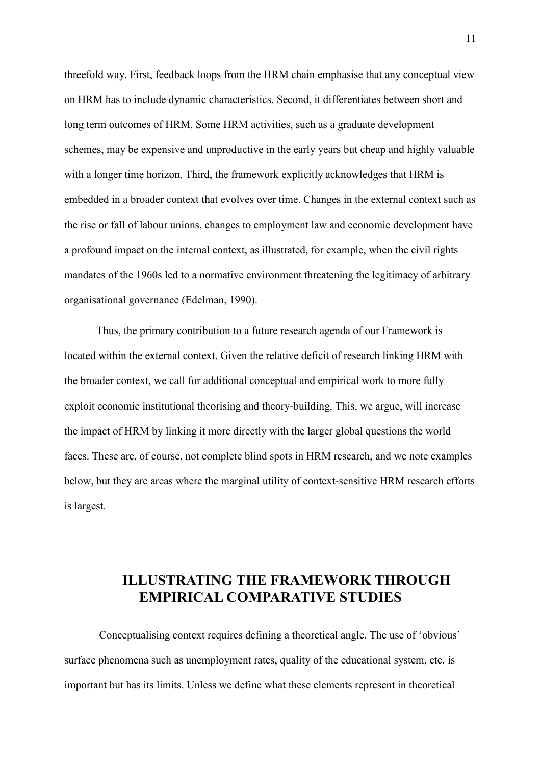threefold way. First, feedback loops from the HRM chain emphasise that any conceptual view on HRM has to include dynamic characteristics. Second, it differentiates between short and long term outcomes of HRM. Some HRM activities, such as a graduate development schemes, may be expensive and unproductive in the early years but cheap and highly valuable with a longer time horizon. Third, the framework explicitly acknowledges that HRM is embedded in a broader context that evolves over time. Changes in the external context such as the rise or fall of labour unions, changes to employment law and economic development have a profound impact on the internal context, as illustrated, for example, when the civil rights mandates of the 1960s led to a normative environment threatening the legitimacy of arbitrary organisational governance (Edelman, 1990).

Thus, the primary contribution to a future research agenda of our Framework is located within the external context. Given the relative deficit of research linking HRM with the broader context, we call for additional conceptual and empirical work to more fully exploit economic institutional theorising and theory-building. This, we argue, will increase the impact of HRM by linking it more directly with the larger global questions the world faces. These are, of course, not complete blind spots in HRM research, and we note examples below, but they are areas where the marginal utility of context-sensitive HRM research efforts is largest.

## ILLUSTRATING THE FRAMEWORK THROUGH EMPIRICAL COMPARATIVE STUDIES

Conceptualising context requires defining a theoretical angle. The use of 'obvious' surface phenomena such as unemployment rates, quality of the educational system, etc. is important but has its limits. Unless we define what these elements represent in theoretical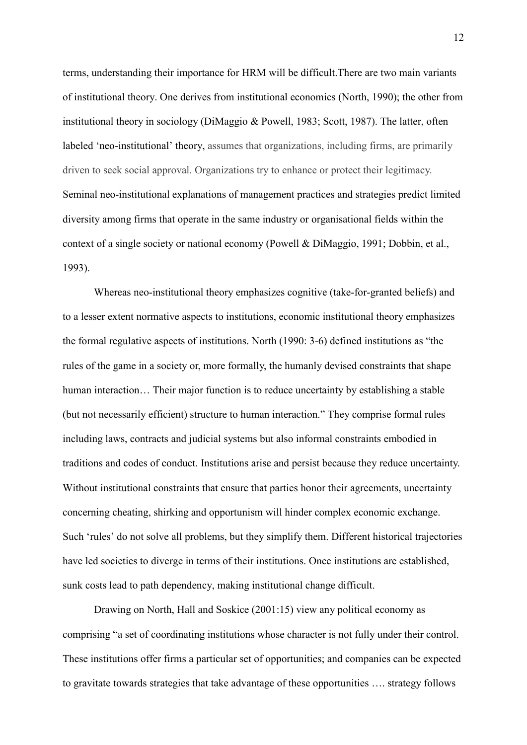terms, understanding their importance for HRM will be difficult.There are two main variants of institutional theory. One derives from institutional economics (North, 1990); the other from institutional theory in sociology (DiMaggio & Powell, 1983; Scott, 1987). The latter, often labeled 'neo-institutional' theory, assumes that organizations, including firms, are primarily driven to seek social approval. Organizations try to enhance or protect their legitimacy. Seminal neo-institutional explanations of management practices and strategies predict limited diversity among firms that operate in the same industry or organisational fields within the context of a single society or national economy (Powell & DiMaggio, 1991; Dobbin, et al., 1993).

Whereas neo-institutional theory emphasizes cognitive (take-for-granted beliefs) and to a lesser extent normative aspects to institutions, economic institutional theory emphasizes the formal regulative aspects of institutions. North (1990: 3-6) defined institutions as "the rules of the game in a society or, more formally, the humanly devised constraints that shape human interaction… Their major function is to reduce uncertainty by establishing a stable (but not necessarily efficient) structure to human interaction." They comprise formal rules including laws, contracts and judicial systems but also informal constraints embodied in traditions and codes of conduct. Institutions arise and persist because they reduce uncertainty. Without institutional constraints that ensure that parties honor their agreements, uncertainty concerning cheating, shirking and opportunism will hinder complex economic exchange. Such 'rules' do not solve all problems, but they simplify them. Different historical trajectories have led societies to diverge in terms of their institutions. Once institutions are established, sunk costs lead to path dependency, making institutional change difficult.

Drawing on North, Hall and Soskice (2001:15) view any political economy as comprising "a set of coordinating institutions whose character is not fully under their control. These institutions offer firms a particular set of opportunities; and companies can be expected to gravitate towards strategies that take advantage of these opportunities …. strategy follows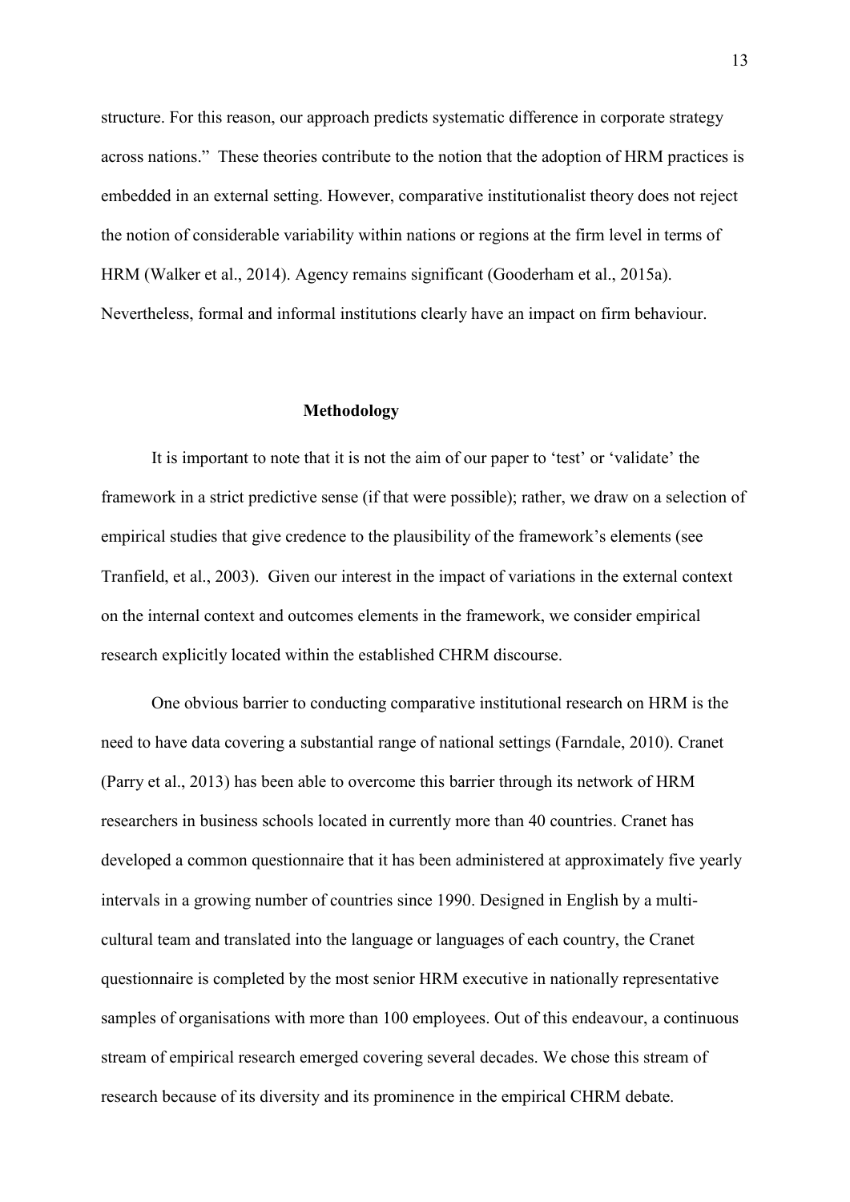structure. For this reason, our approach predicts systematic difference in corporate strategy across nations." These theories contribute to the notion that the adoption of HRM practices is embedded in an external setting. However, comparative institutionalist theory does not reject the notion of considerable variability within nations or regions at the firm level in terms of HRM (Walker et al., 2014). Agency remains significant (Gooderham et al., 2015a). Nevertheless, formal and informal institutions clearly have an impact on firm behaviour.

## Methodology

It is important to note that it is not the aim of our paper to 'test' or 'validate' the framework in a strict predictive sense (if that were possible); rather, we draw on a selection of empirical studies that give credence to the plausibility of the framework's elements (see Tranfield, et al., 2003). Given our interest in the impact of variations in the external context on the internal context and outcomes elements in the framework, we consider empirical research explicitly located within the established CHRM discourse.

One obvious barrier to conducting comparative institutional research on HRM is the need to have data covering a substantial range of national settings (Farndale, 2010). Cranet (Parry et al., 2013) has been able to overcome this barrier through its network of HRM researchers in business schools located in currently more than 40 countries. Cranet has developed a common questionnaire that it has been administered at approximately five yearly intervals in a growing number of countries since 1990. Designed in English by a multi-cultural team and translated into the language or languages of each country, the Cranet questionnaire is completed by the most senior HRM executive in nationally representative samples of organisations with more than 100 employees. Out of this endeavour, a continuous stream of empirical research emerged covering several decades. We chose this stream of research because of its diversity and its prominence in the empirical CHRM debate.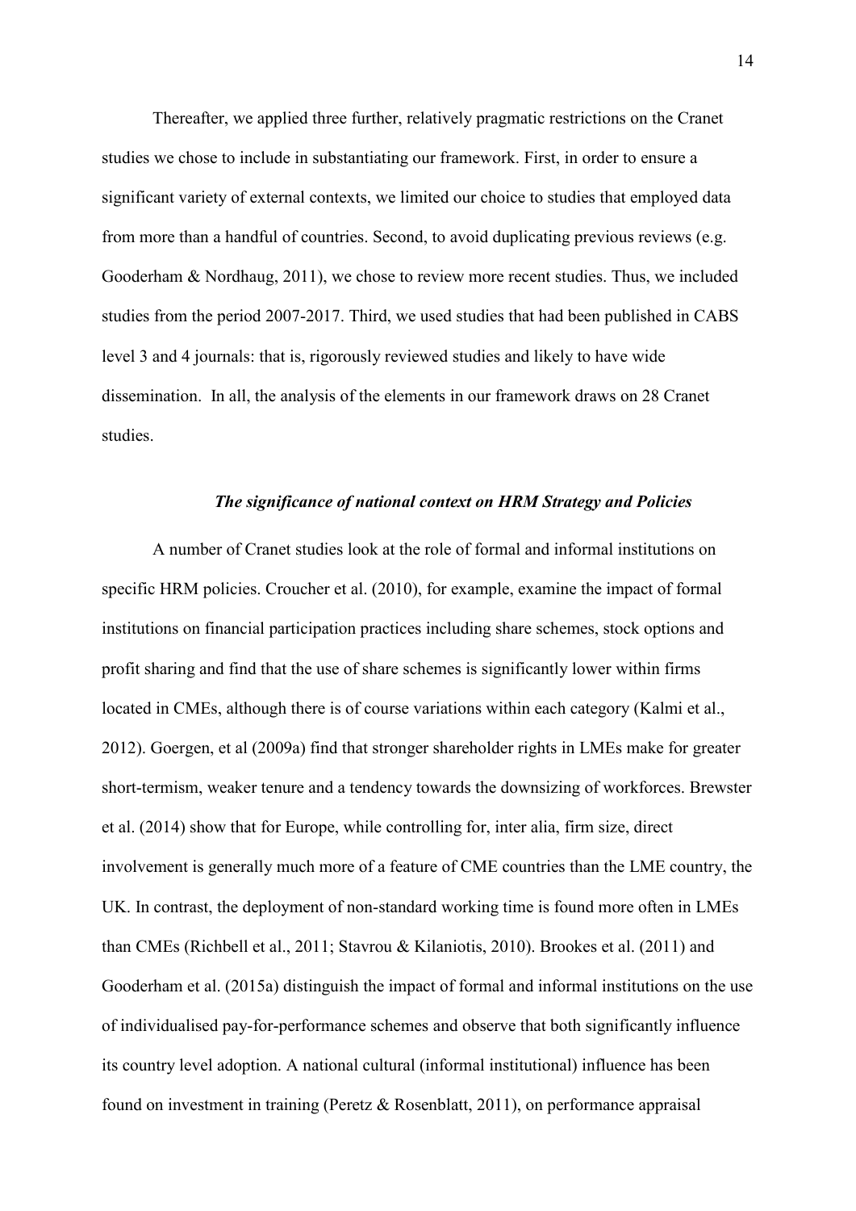Thereafter, we applied three further, relatively pragmatic restrictions on the Cranet studies we chose to include in substantiating our framework. First, in order to ensure a significant variety of external contexts, we limited our choice to studies that employed data from more than a handful of countries. Second, to avoid duplicating previous reviews (e.g. Gooderham & Nordhaug, 2011), we chose to review more recent studies. Thus, we included studies from the period 2007-2017. Third, we used studies that had been published in CABS level 3 and 4 journals: that is, rigorously reviewed studies and likely to have wide dissemination. In all, the analysis of the elements in our framework draws on 28 Cranet studies.

### *The significance of national context on HRM Strategy and Policies*

A number of Cranet studies look at the role of formal and informal institutions on specific HRM policies. Croucher et al. (2010), for example, examine the impact of formal institutions on financial participation practices including share schemes, stock options and profit sharing and find that the use of share schemes is significantly lower within firms located in CMEs, although there is of course variations within each category (Kalmi et al., 2012). Goergen, et al (2009a) find that stronger shareholder rights in LMEs make for greater short-termism, weaker tenure and a tendency towards the downsizing of workforces. Brewster et al. (2014) show that for Europe, while controlling for, inter alia, firm size, direct involvement is generally much more of a feature of CME countries than the LME country, the UK. In contrast, the deployment of non-standard working time is found more often in LMEs than CMEs (Richbell et al., 2011; Stavrou & Kilaniotis, 2010). Brookes et al. (2011) and Gooderham et al. (2015a) distinguish the impact of formal and informal institutions on the use of individualised pay-for-performance schemes and observe that both significantly influence its country level adoption. A national cultural (informal institutional) influence has been found on investment in training (Peretz & Rosenblatt, 2011), on performance appraisal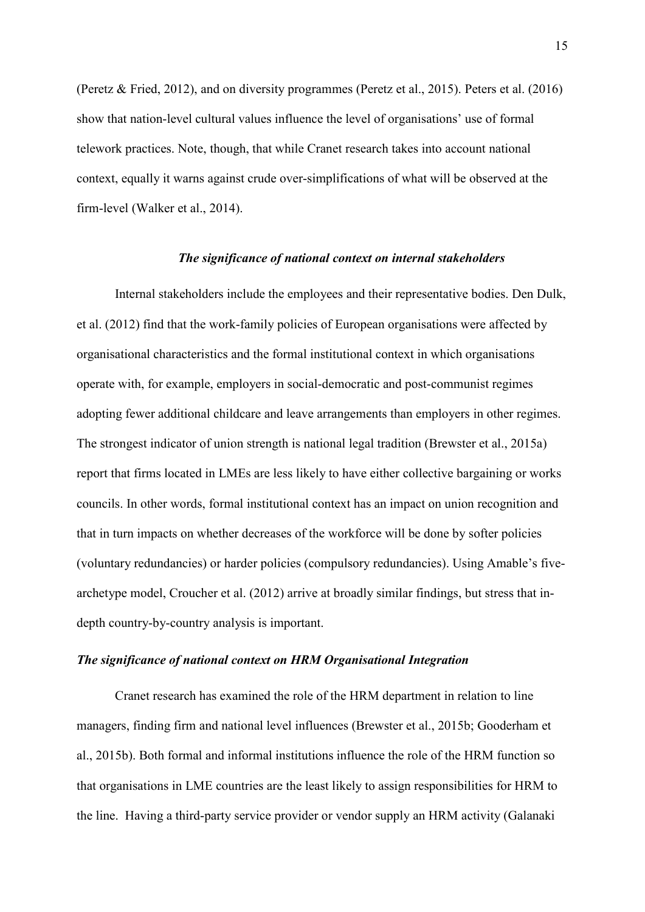(Peretz & Fried, 2012), and on diversity programmes (Peretz et al., 2015). Peters et al. (2016) show that nation-level cultural values influence the level of organisations' use of formal telework practices. Note, though, that while Cranet research takes into account national context, equally it warns against crude over-simplifications of what will be observed at the firm-level (Walker et al., 2014).

### *The significance of national context on internal stakeholders*

Internal stakeholders include the employees and their representative bodies. Den Dulk, et al. (2012) find that the work-family policies of European organisations were affected by organisational characteristics and the formal institutional context in which organisations operate with, for example, employers in social-democratic and post-communist regimes adopting fewer additional childcare and leave arrangements than employers in other regimes. The strongest indicator of union strength is national legal tradition (Brewster et al., 2015a) report that firms located in LMEs are less likely to have either collective bargaining or works councils. In other words, formal institutional context has an impact on union recognition and that in turn impacts on whether decreases of the workforce will be done by softer policies (voluntary redundancies) or harder policies (compulsory redundancies). Using Amable's five-archetype model, Croucher et al. (2012) arrive at broadly similar findings, but stress that in-depth country-by-country analysis is important.

### *The significance of national context on HRM Organisational Integration*

Cranet research has examined the role of the HRM department in relation to line managers, finding firm and national level influences (Brewster et al., 2015b; Gooderham et al., 2015b). Both formal and informal institutions influence the role of the HRM function so that organisations in LME countries are the least likely to assign responsibilities for HRM to the line. Having a third-party service provider or vendor supply an HRM activity (Galanaki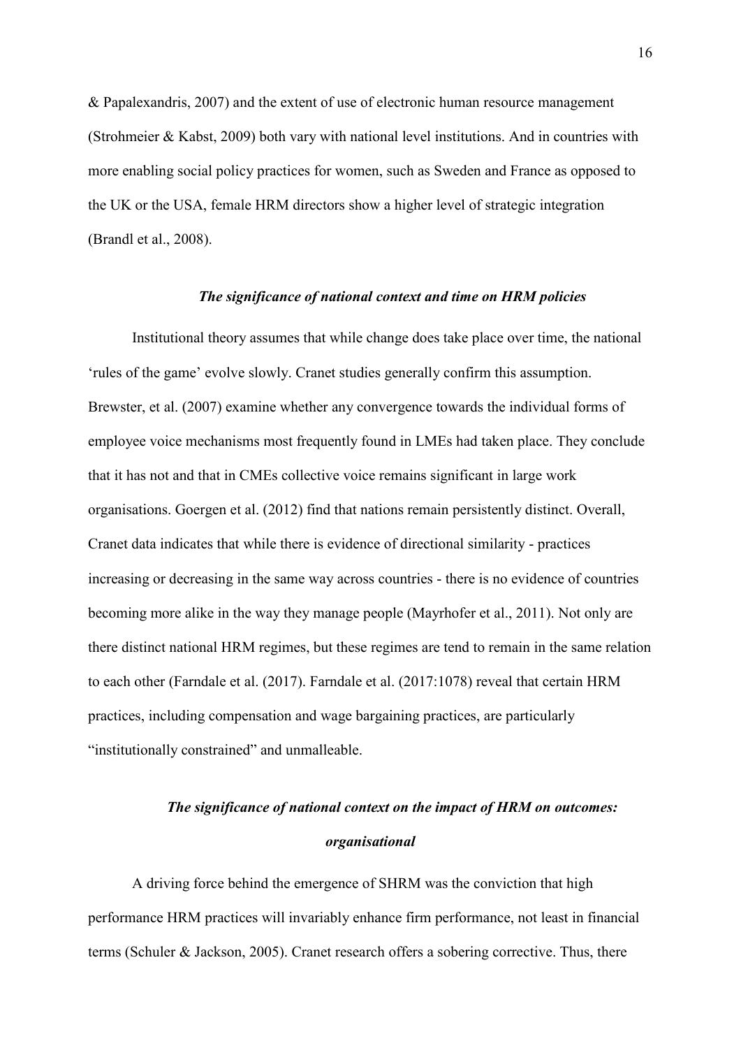& Papalexandris, 2007) and the extent of use of electronic human resource management (Strohmeier & Kabst, 2009) both vary with national level institutions. And in countries with more enabling social policy practices for women, such as Sweden and France as opposed to the UK or the USA, female HRM directors show a higher level of strategic integration (Brandl et al., 2008).

### *The significance of national context and time on HRM policies*

Institutional theory assumes that while change does take place over time, the national 'rules of the game' evolve slowly. Cranet studies generally confirm this assumption. Brewster, et al. (2007) examine whether any convergence towards the individual forms of employee voice mechanisms most frequently found in LMEs had taken place. They conclude that it has not and that in CMEs collective voice remains significant in large work organisations. Goergen et al. (2012) find that nations remain persistently distinct. Overall, Cranet data indicates that while there is evidence of directional similarity - practices increasing or decreasing in the same way across countries - there is no evidence of countries becoming more alike in the way they manage people (Mayrhofer et al., 2011). Not only are there distinct national HRM regimes, but these regimes are tend to remain in the same relation to each other (Farndale et al. (2017). Farndale et al. (2017:1078) reveal that certain HRM practices, including compensation and wage bargaining practices, are particularly "institutionally constrained" and unmalleable.

### *The significance of national context on the impact of HRM on outcomes: organisational*

A driving force behind the emergence of SHRM was the conviction that high performance HRM practices will invariably enhance firm performance, not least in financial terms (Schuler & Jackson, 2005). Cranet research offers a sobering corrective. Thus, there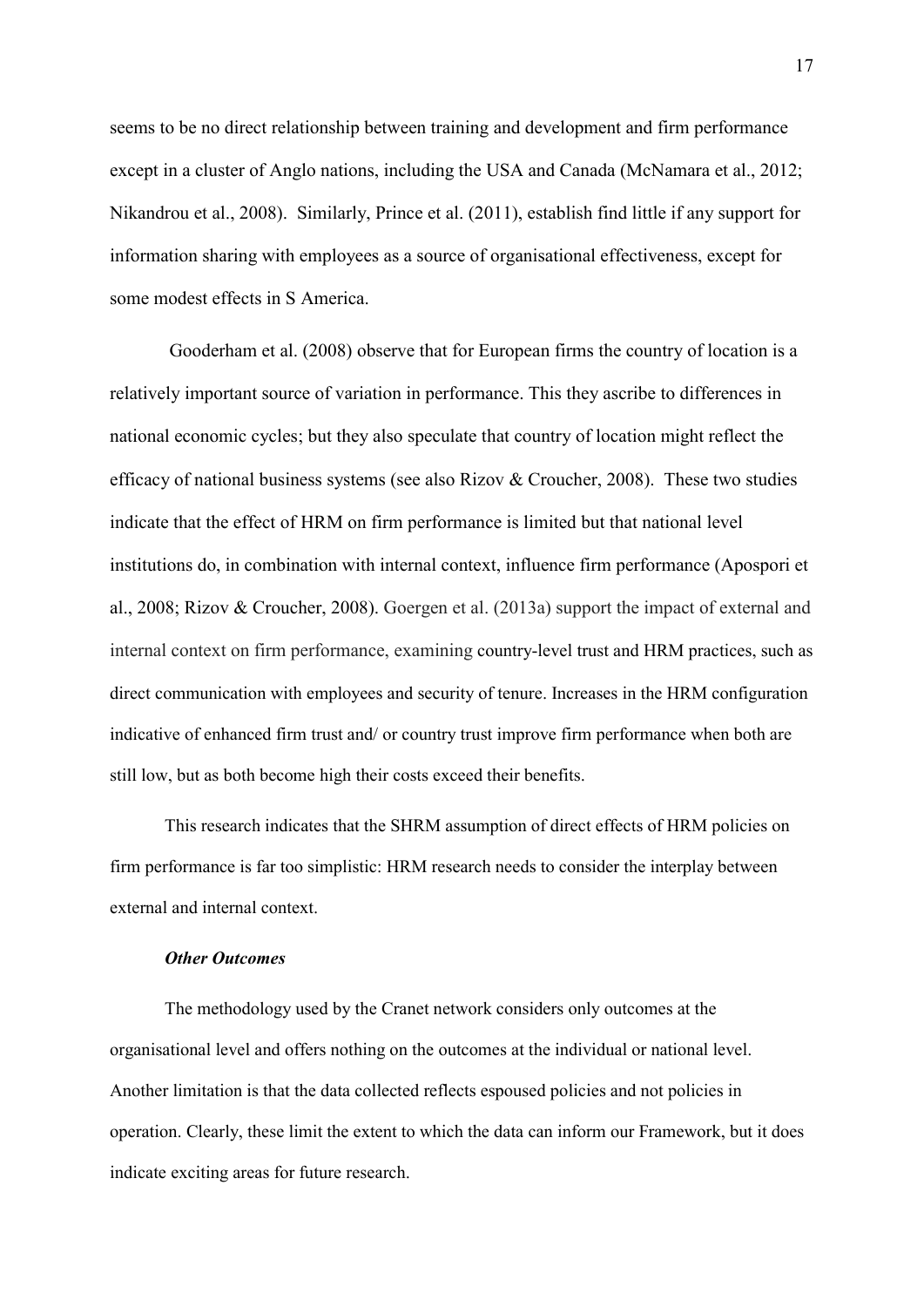seems to be no direct relationship between training and development and firm performance except in a cluster of Anglo nations, including the USA and Canada (McNamara et al., 2012; Nikandrou et al., 2008). Similarly, Prince et al. (2011), establish find little if any support for information sharing with employees as a source of organisational effectiveness, except for some modest effects in S America.

Gooderham et al. (2008) observe that for European firms the country of location is a relatively important source of variation in performance. This they ascribe to differences in national economic cycles; but they also speculate that country of location might reflect the efficacy of national business systems (see also Rizov & Croucher, 2008). These two studies indicate that the effect of HRM on firm performance is limited but that national level institutions do, in combination with internal context, influence firm performance (Apospori et al., 2008; Rizov & Croucher, 2008). Goergen et al. (2013a) support the impact of external and internal context on firm performance, examining country-level trust and HRM practices, such as direct communication with employees and security of tenure. Increases in the HRM configuration indicative of enhanced firm trust and/ or country trust improve firm performance when both are still low, but as both become high their costs exceed their benefits.

This research indicates that the SHRM assumption of direct effects of HRM policies on firm performance is far too simplistic: HRM research needs to consider the interplay between external and internal context.

***Other Outcomes***

The methodology used by the Cranet network considers only outcomes at the organisational level and offers nothing on the outcomes at the individual or national level. Another limitation is that the data collected reflects espoused policies and not policies in operation. Clearly, these limit the extent to which the data can inform our Framework, but it does indicate exciting areas for future research.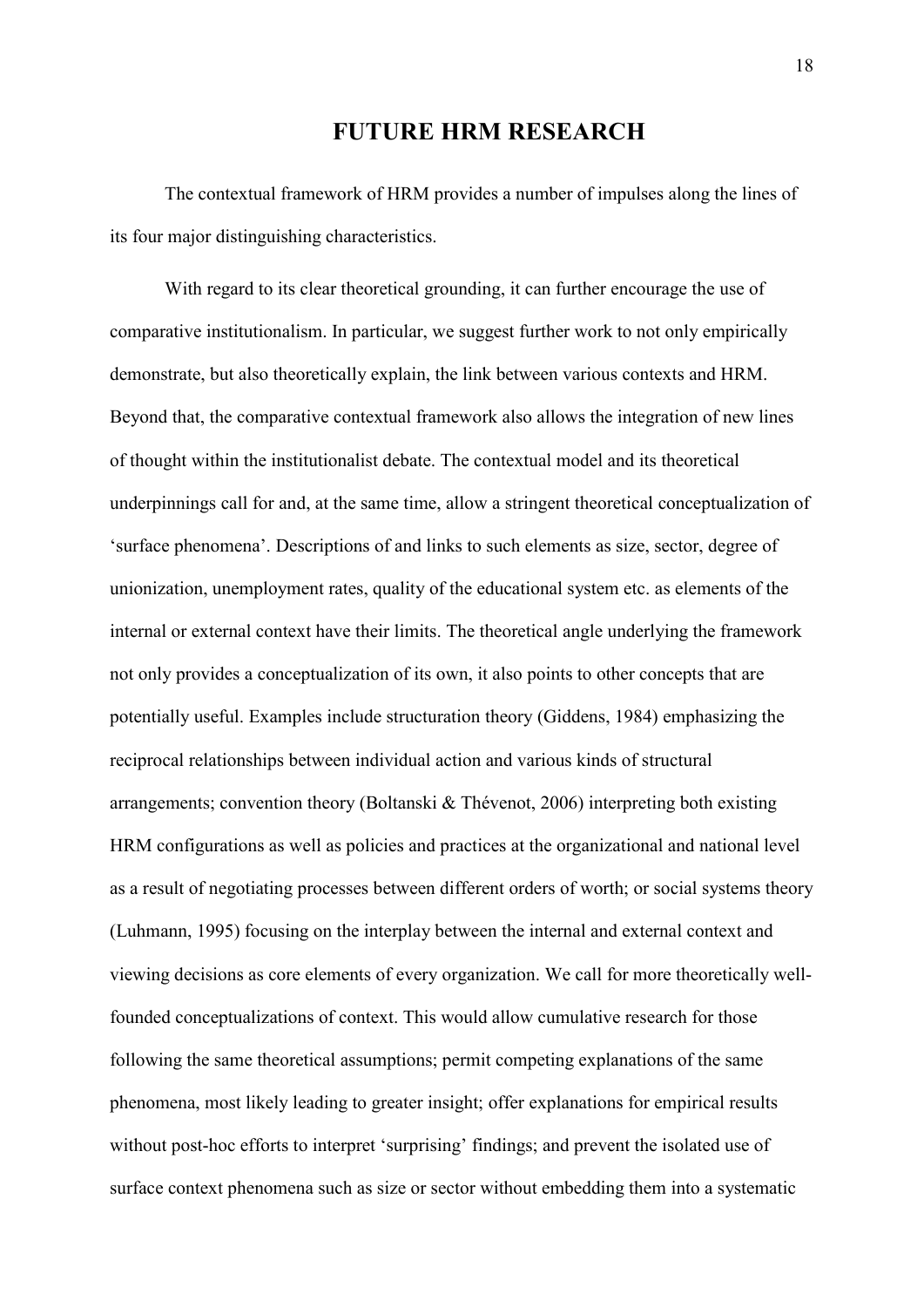## FUTURE HRM RESEARCH

The contextual framework of HRM provides a number of impulses along the lines of its four major distinguishing characteristics.

With regard to its clear theoretical grounding, it can further encourage the use of comparative institutionalism. In particular, we suggest further work to not only empirically demonstrate, but also theoretically explain, the link between various contexts and HRM. Beyond that, the comparative contextual framework also allows the integration of new lines of thought within the institutionalist debate. The contextual model and its theoretical underpinnings call for and, at the same time, allow a stringent theoretical conceptualization of 'surface phenomena'. Descriptions of and links to such elements as size, sector, degree of unionization, unemployment rates, quality of the educational system etc. as elements of the internal or external context have their limits. The theoretical angle underlying the framework not only provides a conceptualization of its own, it also points to other concepts that are potentially useful. Examples include structuration theory (Giddens, 1984) emphasizing the reciprocal relationships between individual action and various kinds of structural arrangements; convention theory (Boltanski & Thévenot, 2006) interpreting both existing HRM configurations as well as policies and practices at the organizational and national level as a result of negotiating processes between different orders of worth; or social systems theory (Luhmann, 1995) focusing on the interplay between the internal and external context and viewing decisions as core elements of every organization. We call for more theoretically well-founded conceptualizations of context. This would allow cumulative research for those following the same theoretical assumptions; permit competing explanations of the same phenomena, most likely leading to greater insight; offer explanations for empirical results without post-hoc efforts to interpret 'surprising' findings; and prevent the isolated use of surface context phenomena such as size or sector without embedding them into a systematic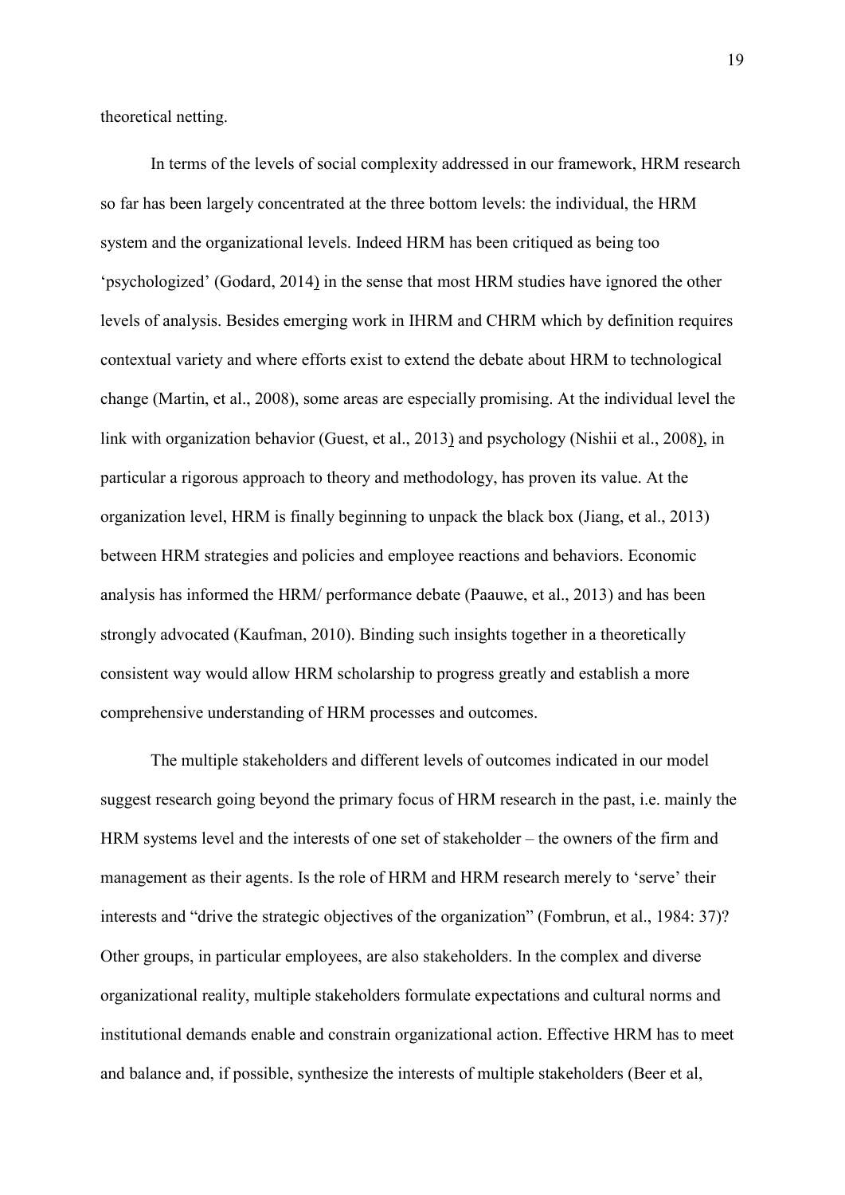theoretical netting.

In terms of the levels of social complexity addressed in our framework, HRM research so far has been largely concentrated at the three bottom levels: the individual, the HRM system and the organizational levels. Indeed HRM has been critiqued as being too 'psychologized' (Godard, 2014) in the sense that most HRM studies have ignored the other levels of analysis. Besides emerging work in IHRM and CHRM which by definition requires contextual variety and where efforts exist to extend the debate about HRM to technological change (Martin, et al., 2008), some areas are especially promising. At the individual level the link with organization behavior (Guest, et al., 2013) and psychology (Nishii et al., 2008), in particular a rigorous approach to theory and methodology, has proven its value. At the organization level, HRM is finally beginning to unpack the black box (Jiang, et al., 2013) between HRM strategies and policies and employee reactions and behaviors. Economic analysis has informed the HRM/ performance debate (Paauwe, et al., 2013) and has been strongly advocated (Kaufman, 2010). Binding such insights together in a theoretically consistent way would allow HRM scholarship to progress greatly and establish a more comprehensive understanding of HRM processes and outcomes.

The multiple stakeholders and different levels of outcomes indicated in our model suggest research going beyond the primary focus of HRM research in the past, i.e. mainly the HRM systems level and the interests of one set of stakeholder – the owners of the firm and management as their agents. Is the role of HRM and HRM research merely to 'serve' their interests and "drive the strategic objectives of the organization" (Fombrun, et al., 1984: 37)? Other groups, in particular employees, are also stakeholders. In the complex and diverse organizational reality, multiple stakeholders formulate expectations and cultural norms and institutional demands enable and constrain organizational action. Effective HRM has to meet and balance and, if possible, synthesize the interests of multiple stakeholders (Beer et al,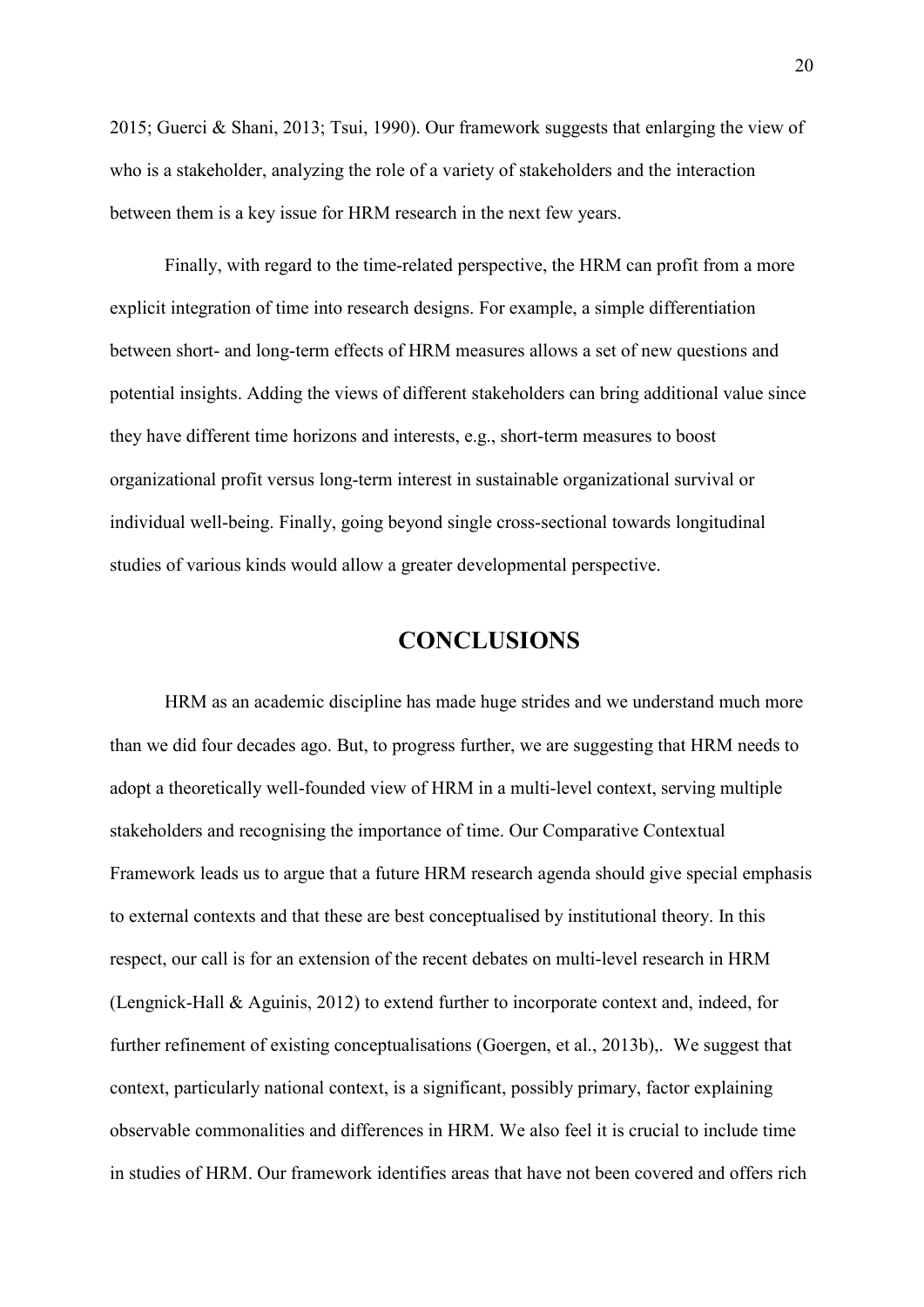2015; Guerci & Shani, 2013; Tsui, 1990). Our framework suggests that enlarging the view of who is a stakeholder, analyzing the role of a variety of stakeholders and the interaction between them is a key issue for HRM research in the next few years.

Finally, with regard to the time-related perspective, the HRM can profit from a more explicit integration of time into research designs. For example, a simple differentiation between short- and long-term effects of HRM measures allows a set of new questions and potential insights. Adding the views of different stakeholders can bring additional value since they have different time horizons and interests, e.g., short-term measures to boost organizational profit versus long-term interest in sustainable organizational survival or individual well-being. Finally, going beyond single cross-sectional towards longitudinal studies of various kinds would allow a greater developmental perspective.

# CONCLUSIONS

HRM as an academic discipline has made huge strides and we understand much more than we did four decades ago. But, to progress further, we are suggesting that HRM needs to adopt a theoretically well-founded view of HRM in a multi-level context, serving multiple stakeholders and recognising the importance of time. Our Comparative Contextual Framework leads us to argue that a future HRM research agenda should give special emphasis to external contexts and that these are best conceptualised by institutional theory. In this respect, our call is for an extension of the recent debates on multi-level research in HRM (Lengnick-Hall & Aguinis, 2012) to extend further to incorporate context and, indeed, for further refinement of existing conceptualisations (Goergen, et al., 2013b),. We suggest that context, particularly national context, is a significant, possibly primary, factor explaining observable commonalities and differences in HRM. We also feel it is crucial to include time in studies of HRM. Our framework identifies areas that have not been covered and offers rich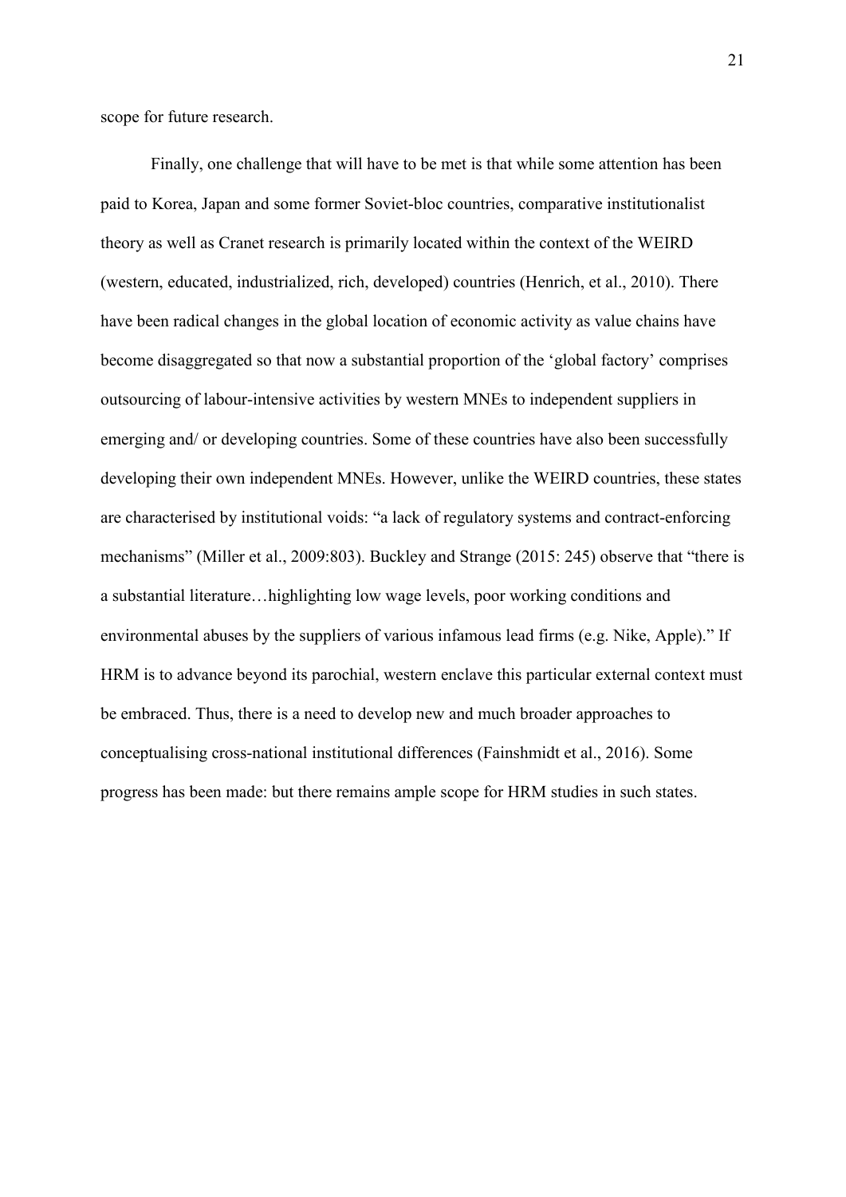scope for future research.

Finally, one challenge that will have to be met is that while some attention has been paid to Korea, Japan and some former Soviet-bloc countries, comparative institutionalist theory as well as Cranet research is primarily located within the context of the WEIRD (western, educated, industrialized, rich, developed) countries (Henrich, et al., 2010). There have been radical changes in the global location of economic activity as value chains have become disaggregated so that now a substantial proportion of the 'global factory' comprises outsourcing of labour-intensive activities by western MNEs to independent suppliers in emerging and/ or developing countries. Some of these countries have also been successfully developing their own independent MNEs. However, unlike the WEIRD countries, these states are characterised by institutional voids: "a lack of regulatory systems and contract-enforcing mechanisms" (Miller et al., 2009:803). Buckley and Strange (2015: 245) observe that "there is a substantial literature…highlighting low wage levels, poor working conditions and environmental abuses by the suppliers of various infamous lead firms (e.g. Nike, Apple)." If HRM is to advance beyond its parochial, western enclave this particular external context must be embraced. Thus, there is a need to develop new and much broader approaches to conceptualising cross-national institutional differences (Fainshmidt et al., 2016). Some progress has been made: but there remains ample scope for HRM studies in such states.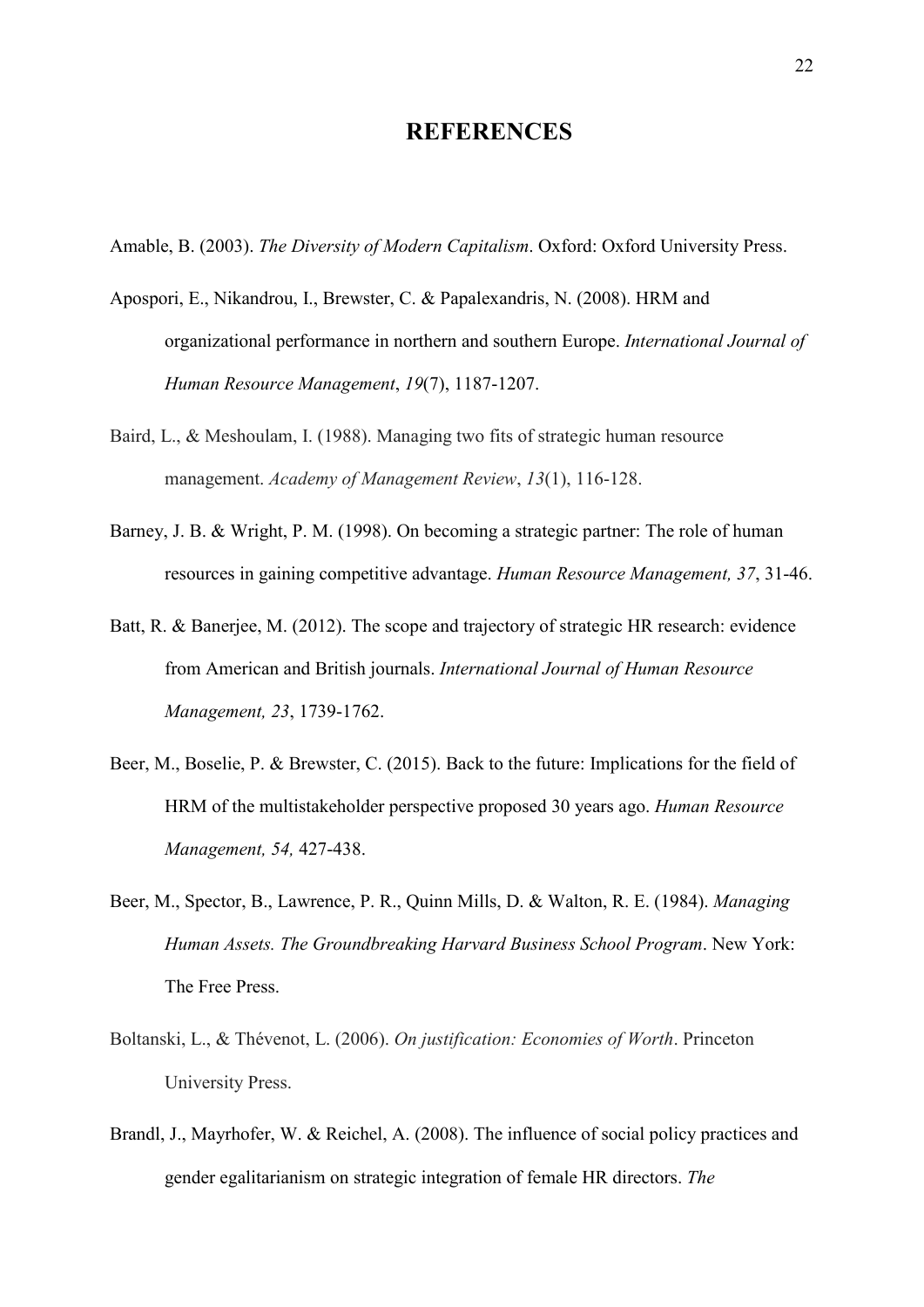# REFERENCES

Amable, B. (2003). *The Diversity of Modern Capitalism*. Oxford: Oxford University Press.

Apospori, E., Nikandrou, I., Brewster, C. & Papalexandris, N. (2008). HRM and organizational performance in northern and southern Europe. *International Journal of Human Resource Management*, *19*(7), 1187-1207.

Baird, L., & Meshoulam, I. (1988). Managing two fits of strategic human resource management. *Academy of Management Review*, *13*(1), 116-128.

Barney, J. B. & Wright, P. M. (1998). On becoming a strategic partner: The role of human resources in gaining competitive advantage. *Human Resource Management, 37*, 31-46.

Batt, R. & Banerjee, M. (2012). The scope and trajectory of strategic HR research: evidence from American and British journals. *International Journal of Human Resource Management, 23*, 1739-1762.

Beer, M., Boselie, P. & Brewster, C. (2015). Back to the future: Implications for the field of HRM of the multistakeholder perspective proposed 30 years ago. *Human Resource Management, 54,* 427-438.

Beer, M., Spector, B., Lawrence, P. R., Quinn Mills, D. & Walton, R. E. (1984). *Managing Human Assets. The Groundbreaking Harvard Business School Program*. New York: The Free Press.

Boltanski, L., & Thévenot, L. (2006). *On justification: Economies of Worth*. Princeton University Press.

Brandl, J., Mayrhofer, W. & Reichel, A. (2008). The influence of social policy practices and gender egalitarianism on strategic integration of female HR directors. *The*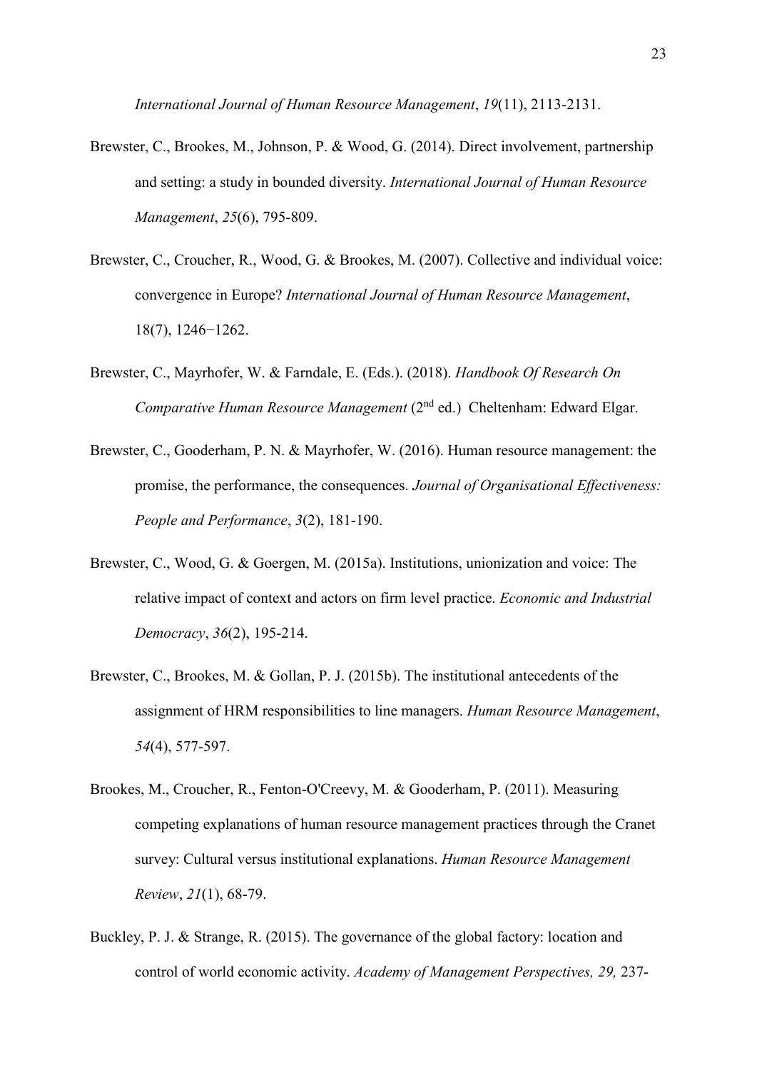*International Journal of Human Resource Management*, *19*(11), 2113-2131.

Brewster, C., Brookes, M., Johnson, P. & Wood, G. (2014). Direct involvement, partnership and setting: a study in bounded diversity. *International Journal of Human Resource Management*, *25*(6), 795-809.

Brewster, C., Croucher, R., Wood, G. & Brookes, M. (2007). Collective and individual voice: convergence in Europe? *International Journal of Human Resource Management*, 18(7), 1246−1262.

Brewster, C., Mayrhofer, W. & Farndale, E. (Eds.). (2018). *Handbook Of Research On Comparative Human Resource Management* (2nd ed.) Cheltenham: Edward Elgar.

Brewster, C., Gooderham, P. N. & Mayrhofer, W. (2016). Human resource management: the promise, the performance, the consequences. *Journal of Organisational Effectiveness: People and Performance*, *3*(2), 181-190.

Brewster, C., Wood, G. & Goergen, M. (2015a). Institutions, unionization and voice: The relative impact of context and actors on firm level practice. *Economic and Industrial Democracy*, *36*(2), 195-214.

Brewster, C., Brookes, M. & Gollan, P. J. (2015b). The institutional antecedents of the assignment of HRM responsibilities to line managers. *Human Resource Management*, *54*(4), 577-597.

Brookes, M., Croucher, R., Fenton-O'Creevy, M. & Gooderham, P. (2011). Measuring competing explanations of human resource management practices through the Cranet survey: Cultural versus institutional explanations. *Human Resource Management Review*, *21*(1), 68-79.

Buckley, P. J. & Strange, R. (2015). The governance of the global factory: location and control of world economic activity. *Academy of Management Perspectives, 29,* 237-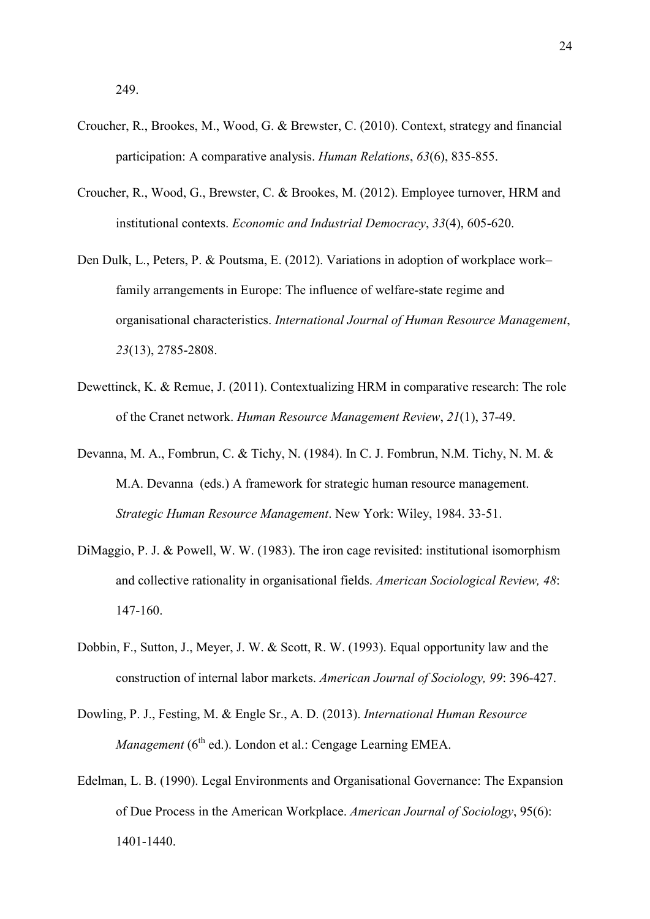249.

Croucher, R., Brookes, M., Wood, G. & Brewster, C. (2010). Context, strategy and financial participation: A comparative analysis. *Human Relations*, *63*(6), 835-855.

Croucher, R., Wood, G., Brewster, C. & Brookes, M. (2012). Employee turnover, HRM and institutional contexts. *Economic and Industrial Democracy*, *33*(4), 605-620.

Den Dulk, L., Peters, P. & Poutsma, E. (2012). Variations in adoption of workplace work–family arrangements in Europe: The influence of welfare-state regime and organisational characteristics. *International Journal of Human Resource Management*, *23*(13), 2785-2808.

Dewettinck, K. & Remue, J. (2011). Contextualizing HRM in comparative research: The role of the Cranet network. *Human Resource Management Review*, *21*(1), 37-49.

Devanna, M. A., Fombrun, C. & Tichy, N. (1984). In C. J. Fombrun, N.M. Tichy, N. M. & M.A. Devanna (eds.) A framework for strategic human resource management. *Strategic Human Resource Management*. New York: Wiley, 1984. 33-51.

DiMaggio, P. J. & Powell, W. W. (1983). The iron cage revisited: institutional isomorphism and collective rationality in organisational fields. *American Sociological Review, 48*: 147-160.

Dobbin, F., Sutton, J., Meyer, J. W. & Scott, R. W. (1993). Equal opportunity law and the construction of internal labor markets. *American Journal of Sociology, 99*: 396-427.

Dowling, P. J., Festing, M. & Engle Sr., A. D. (2013). *International Human Resource Management* (6th ed.). London et al.: Cengage Learning EMEA.

Edelman, L. B. (1990). Legal Environments and Organisational Governance: The Expansion of Due Process in the American Workplace. *American Journal of Sociology*, 95(6): 1401-1440.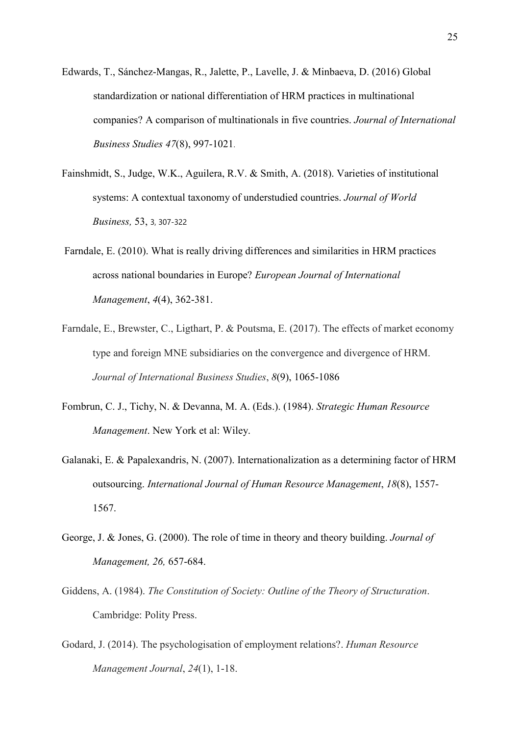Edwards, T., Sánchez-Mangas, R., Jalette, P., Lavelle, J. & Minbaeva, D. (2016) Global standardization or national differentiation of HRM practices in multinational companies? A comparison of multinationals in five countries. *Journal of International Business Studies 47*(8), 997-1021.

Fainshmidt, S., Judge, W.K., Aguilera, R.V. & Smith, A. (2018). Varieties of institutional systems: A contextual taxonomy of understudied countries. *Journal of World Business,* 53, 3, 307-322

Farndale, E. (2010). What is really driving differences and similarities in HRM practices across national boundaries in Europe? *European Journal of International Management*, *4*(4), 362-381.

Farndale, E., Brewster, C., Ligthart, P. & Poutsma, E. (2017). The effects of market economy type and foreign MNE subsidiaries on the convergence and divergence of HRM. *Journal of International Business Studies*, *8*(9), 1065-1086

Fombrun, C. J., Tichy, N. & Devanna, M. A. (Eds.). (1984). *Strategic Human Resource Management*. New York et al: Wiley.

Galanaki, E. & Papalexandris, N. (2007). Internationalization as a determining factor of HRM outsourcing. *International Journal of Human Resource Management*, *18*(8), 1557-1567.

George, J. & Jones, G. (2000). The role of time in theory and theory building. *Journal of Management, 26,* 657-684.

Giddens, A. (1984). *The Constitution of Society: Outline of the Theory of Structuration*. Cambridge: Polity Press.

Godard, J. (2014). The psychologisation of employment relations?. *Human Resource Management Journal*, *24*(1), 1-18.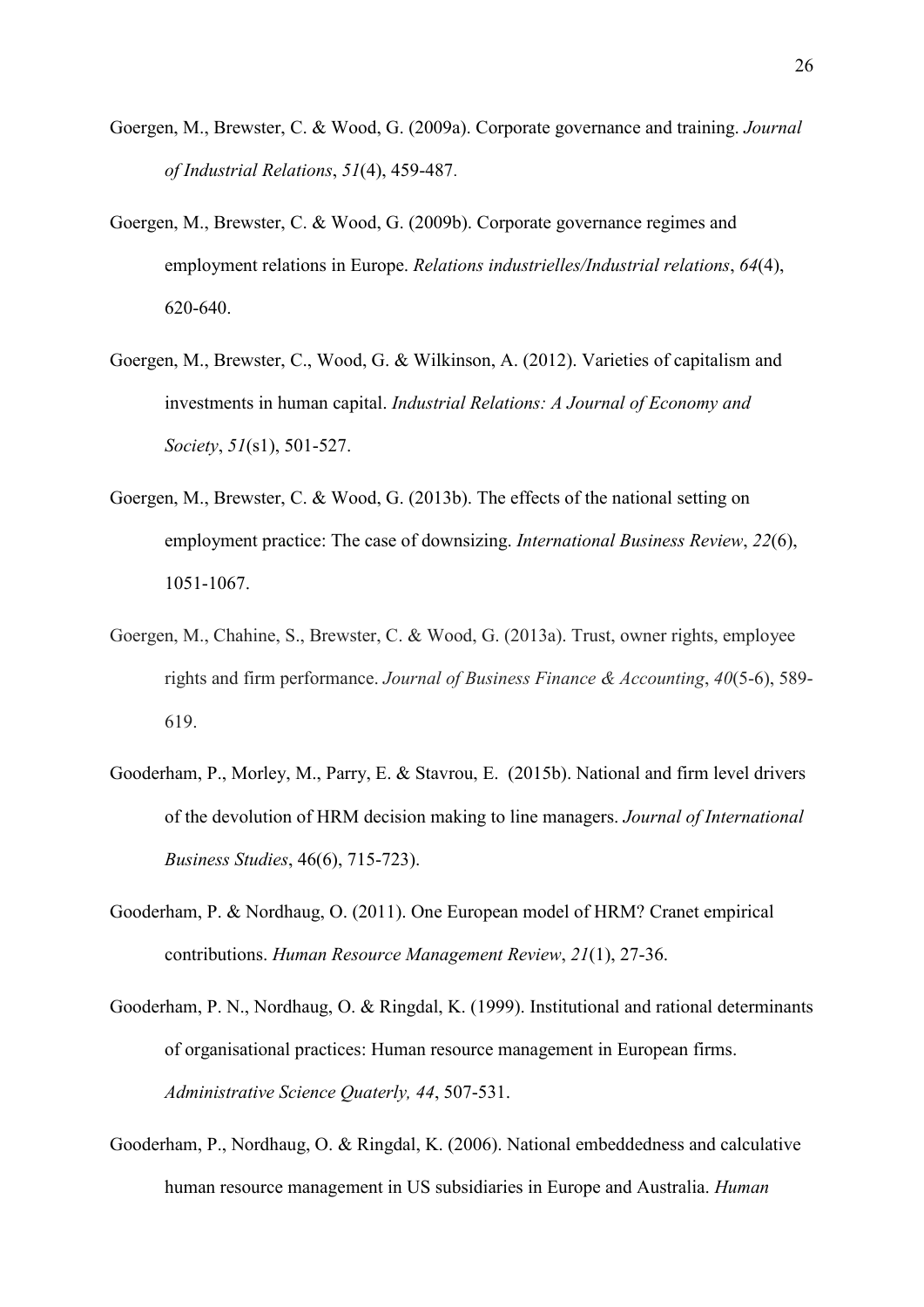Goergen, M., Brewster, C. & Wood, G. (2009a). Corporate governance and training. *Journal of Industrial Relations*, *51*(4), 459-487.

Goergen, M., Brewster, C. & Wood, G. (2009b). Corporate governance regimes and employment relations in Europe. *Relations industrielles/Industrial relations*, *64*(4), 620-640.

Goergen, M., Brewster, C., Wood, G. & Wilkinson, A. (2012). Varieties of capitalism and investments in human capital. *Industrial Relations: A Journal of Economy and Society*, *51*(s1), 501-527.

Goergen, M., Brewster, C. & Wood, G. (2013b). The effects of the national setting on employment practice: The case of downsizing. *International Business Review*, *22*(6), 1051-1067.

Goergen, M., Chahine, S., Brewster, C. & Wood, G. (2013a). Trust, owner rights, employee rights and firm performance. *Journal of Business Finance & Accounting*, *40*(5-6), 589-619.

Gooderham, P., Morley, M., Parry, E. & Stavrou, E. (2015b). National and firm level drivers of the devolution of HRM decision making to line managers. *Journal of International Business Studies*, 46(6), 715-723).

Gooderham, P. & Nordhaug, O. (2011). One European model of HRM? Cranet empirical contributions. *Human Resource Management Review*, *21*(1), 27-36.

Gooderham, P. N., Nordhaug, O. & Ringdal, K. (1999). Institutional and rational determinants of organisational practices: Human resource management in European firms. *Administrative Science Quaterly, 44*, 507-531.

Gooderham, P., Nordhaug, O. & Ringdal, K. (2006). National embeddedness and calculative human resource management in US subsidiaries in Europe and Australia. *Human*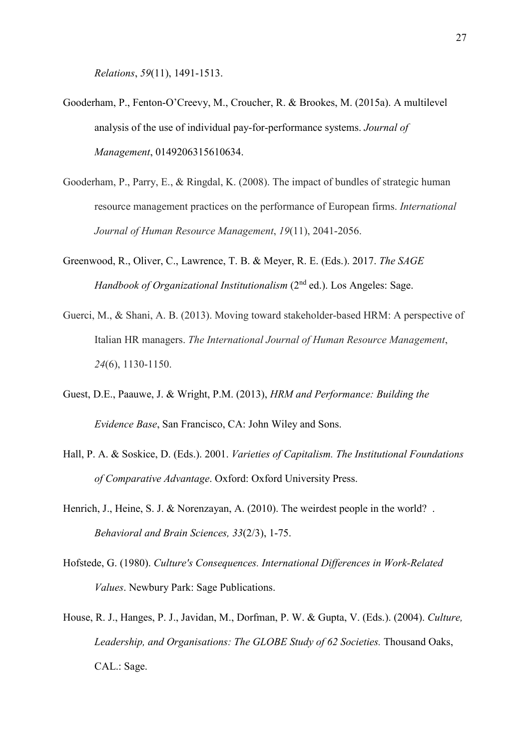*Relations*, *59*(11), 1491-1513.

Gooderham, P., Fenton-O'Creevy, M., Croucher, R. & Brookes, M. (2015a). A multilevel analysis of the use of individual pay-for-performance systems. *Journal of Management*, 0149206315610634.

Gooderham, P., Parry, E., & Ringdal, K. (2008). The impact of bundles of strategic human resource management practices on the performance of European firms. *International Journal of Human Resource Management*, *19*(11), 2041-2056.

Greenwood, R., Oliver, C., Lawrence, T. B. & Meyer, R. E. (Eds.). 2017. *The SAGE Handbook of Organizational Institutionalism* (2nd ed.). Los Angeles: Sage.

Guerci, M., & Shani, A. B. (2013). Moving toward stakeholder-based HRM: A perspective of Italian HR managers. *The International Journal of Human Resource Management*, *24*(6), 1130-1150.

Guest, D.E., Paauwe, J. & Wright, P.M. (2013), *HRM and Performance: Building the Evidence Base*, San Francisco, CA: John Wiley and Sons.

Hall, P. A. & Soskice, D. (Eds.). 2001. *Varieties of Capitalism. The Institutional Foundations of Comparative Advantage*. Oxford: Oxford University Press.

Henrich, J., Heine, S. J. & Norenzayan, A. (2010). The weirdest people in the world? . *Behavioral and Brain Sciences, 33*(2/3), 1-75.

Hofstede, G. (1980). *Culture's Consequences. International Differences in Work-Related Values*. Newbury Park: Sage Publications.

House, R. J., Hanges, P. J., Javidan, M., Dorfman, P. W. & Gupta, V. (Eds.). (2004). *Culture, Leadership, and Organisations: The GLOBE Study of 62 Societies.* Thousand Oaks, CAL.: Sage.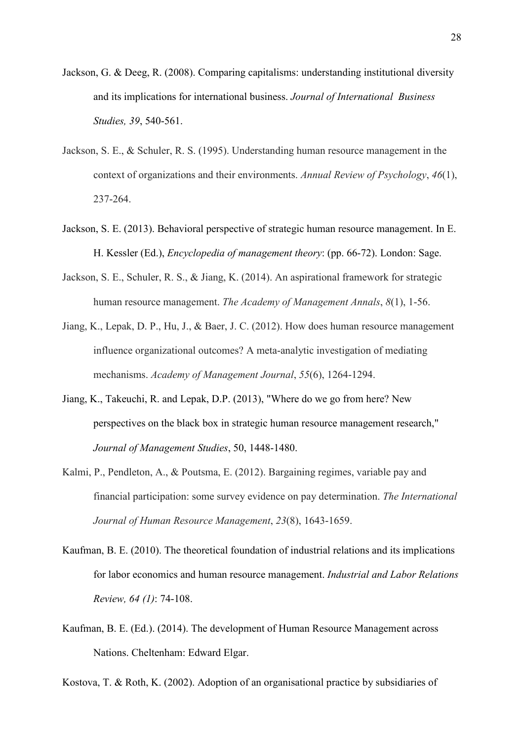Jackson, G. & Deeg, R. (2008). Comparing capitalisms: understanding institutional diversity and its implications for international business. *Journal of International Business Studies, 39*, 540-561.

Jackson, S. E., & Schuler, R. S. (1995). Understanding human resource management in the context of organizations and their environments. *Annual Review of Psychology*, *46*(1), 237-264.

Jackson, S. E. (2013). Behavioral perspective of strategic human resource management. In E. H. Kessler (Ed.), *Encyclopedia of management theory*: (pp. 66-72). London: Sage.

Jackson, S. E., Schuler, R. S., & Jiang, K. (2014). An aspirational framework for strategic human resource management. *The Academy of Management Annals*, *8*(1), 1-56.

Jiang, K., Lepak, D. P., Hu, J., & Baer, J. C. (2012). How does human resource management influence organizational outcomes? A meta-analytic investigation of mediating mechanisms. *Academy of Management Journal*, *55*(6), 1264-1294.

Jiang, K., Takeuchi, R. and Lepak, D.P. (2013), "Where do we go from here? New perspectives on the black box in strategic human resource management research," *Journal of Management Studies*, 50, 1448-1480.

Kalmi, P., Pendleton, A., & Poutsma, E. (2012). Bargaining regimes, variable pay and financial participation: some survey evidence on pay determination. *The International Journal of Human Resource Management*, *23*(8), 1643-1659.

Kaufman, B. E. (2010). The theoretical foundation of industrial relations and its implications for labor economics and human resource management. *Industrial and Labor Relations Review, 64 (1)*: 74-108.

Kaufman, B. E. (Ed.). (2014). The development of Human Resource Management across Nations. Cheltenham: Edward Elgar.

Kostova, T. & Roth, K. (2002). Adoption of an organisational practice by subsidiaries of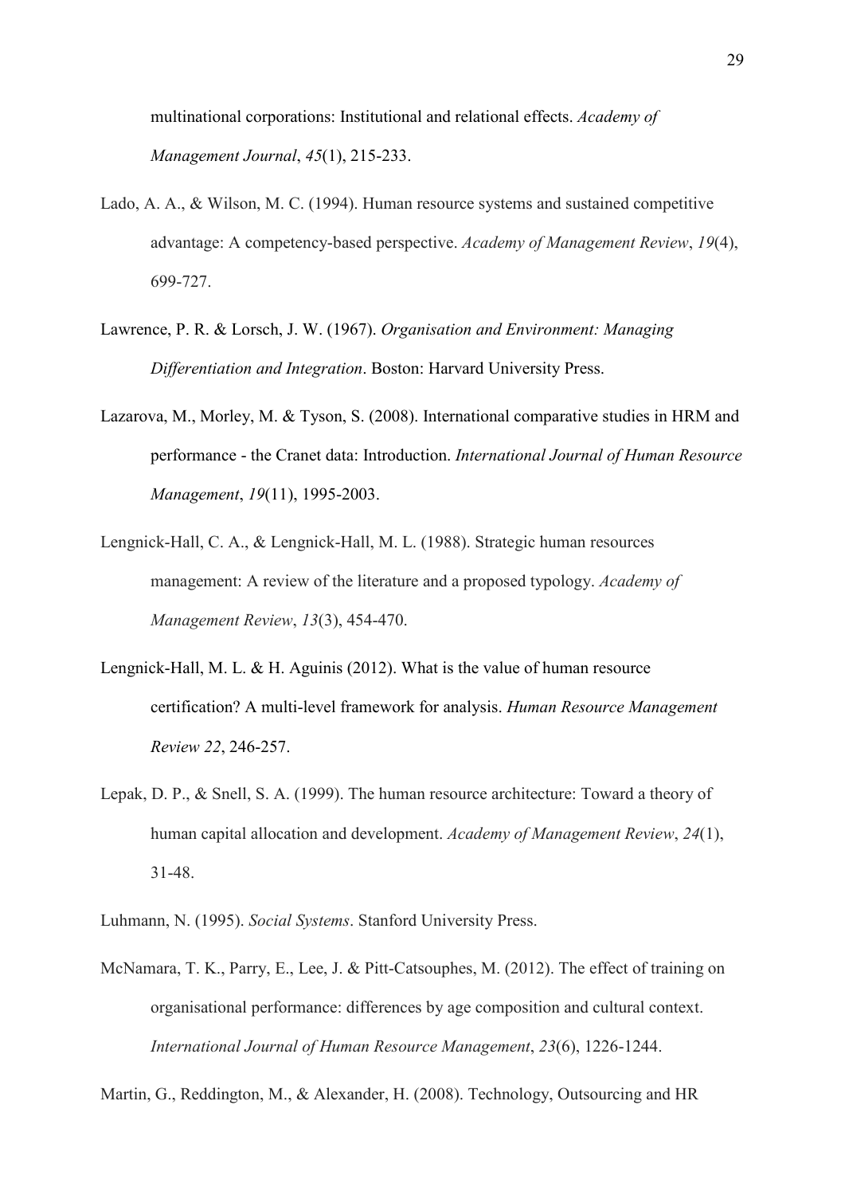multinational corporations: Institutional and relational effects. *Academy of Management Journal*, *45*(1), 215-233.

Lado, A. A., & Wilson, M. C. (1994). Human resource systems and sustained competitive advantage: A competency-based perspective. *Academy of Management Review*, *19*(4), 699-727.

Lawrence, P. R. & Lorsch, J. W. (1967). *Organisation and Environment: Managing Differentiation and Integration*. Boston: Harvard University Press.

Lazarova, M., Morley, M. & Tyson, S. (2008). International comparative studies in HRM and performance - the Cranet data: Introduction. *International Journal of Human Resource Management*, *19*(11), 1995-2003.

Lengnick-Hall, C. A., & Lengnick-Hall, M. L. (1988). Strategic human resources management: A review of the literature and a proposed typology. *Academy of Management Review*, *13*(3), 454-470.

Lengnick-Hall, M. L. & H. Aguinis (2012). What is the value of human resource certification? A multi-level framework for analysis. *Human Resource Management Review 22*, 246-257.

Lepak, D. P., & Snell, S. A. (1999). The human resource architecture: Toward a theory of human capital allocation and development. *Academy of Management Review*, *24*(1), 31-48.

Luhmann, N. (1995). *Social Systems*. Stanford University Press.

McNamara, T. K., Parry, E., Lee, J. & Pitt-Catsouphes, M. (2012). The effect of training on organisational performance: differences by age composition and cultural context. *International Journal of Human Resource Management*, *23*(6), 1226-1244.

Martin, G., Reddington, M., & Alexander, H. (2008). Technology, Outsourcing and HR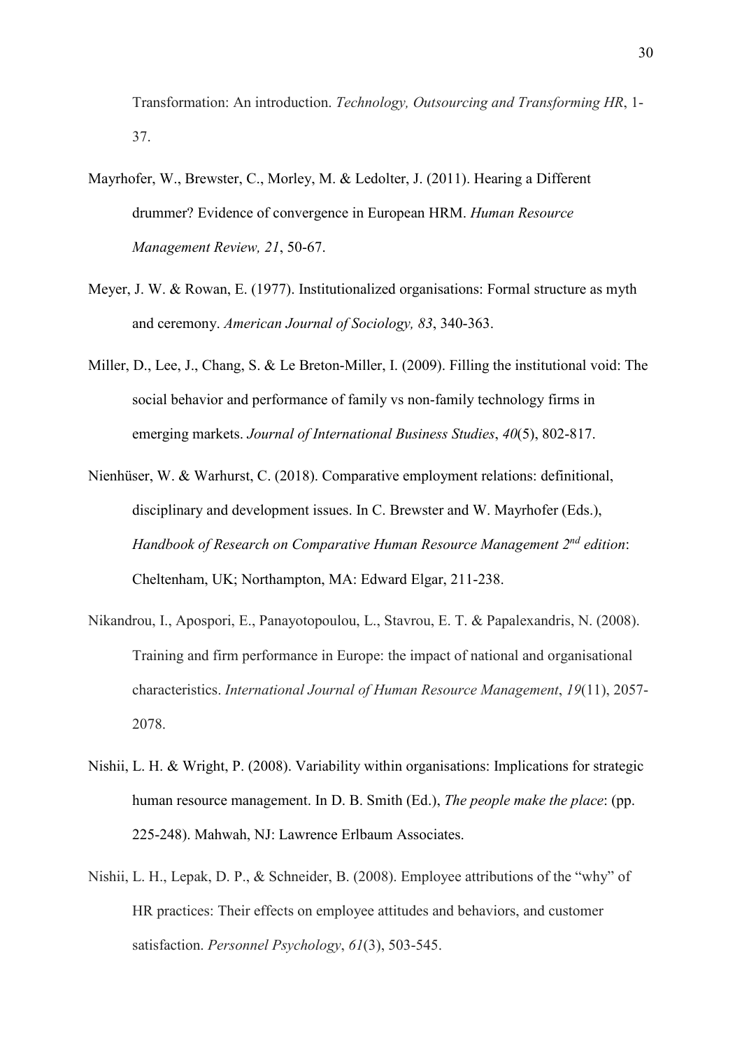Transformation: An introduction. *Technology, Outsourcing and Transforming HR*, 1-37.

Mayrhofer, W., Brewster, C., Morley, M. & Ledolter, J. (2011). Hearing a Different drummer? Evidence of convergence in European HRM. *Human Resource Management Review, 21*, 50-67.

Meyer, J. W. & Rowan, E. (1977). Institutionalized organisations: Formal structure as myth and ceremony. *American Journal of Sociology, 83*, 340-363.

Miller, D., Lee, J., Chang, S. & Le Breton-Miller, I. (2009). Filling the institutional void: The social behavior and performance of family vs non-family technology firms in emerging markets. *Journal of International Business Studies*, *40*(5), 802-817.

Nienhüser, W. & Warhurst, C. (2018). Comparative employment relations: definitional, disciplinary and development issues. In C. Brewster and W. Mayrhofer (Eds.), *Handbook of Research on Comparative Human Resource Management 2nd edition*: Cheltenham, UK; Northampton, MA: Edward Elgar, 211-238.

Nikandrou, I., Apospori, E., Panayotopoulou, L., Stavrou, E. T. & Papalexandris, N. (2008). Training and firm performance in Europe: the impact of national and organisational characteristics. *International Journal of Human Resource Management*, *19*(11), 2057-2078.

Nishii, L. H. & Wright, P. (2008). Variability within organisations: Implications for strategic human resource management. In D. B. Smith (Ed.), *The people make the place*: (pp. 225-248). Mahwah, NJ: Lawrence Erlbaum Associates.

Nishii, L. H., Lepak, D. P., & Schneider, B. (2008). Employee attributions of the "why" of HR practices: Their effects on employee attitudes and behaviors, and customer satisfaction. *Personnel Psychology*, *61*(3), 503-545.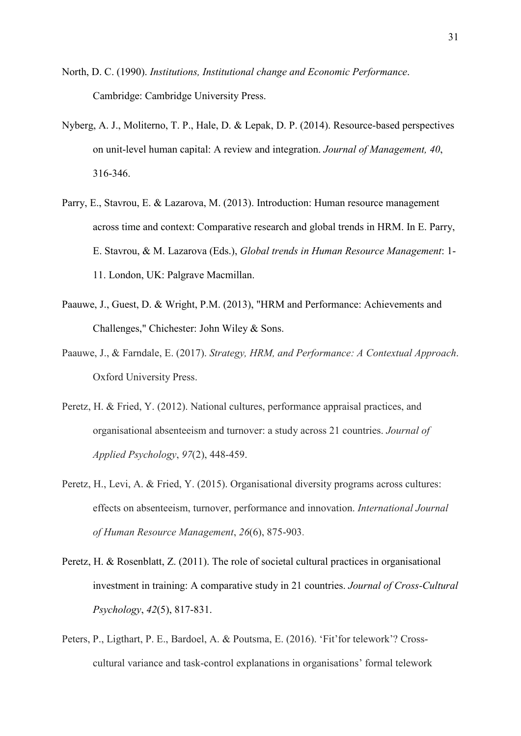North, D. C. (1990). *Institutions, Institutional change and Economic Performance*. Cambridge: Cambridge University Press.

Nyberg, A. J., Moliterno, T. P., Hale, D. & Lepak, D. P. (2014). Resource-based perspectives on unit-level human capital: A review and integration. *Journal of Management, 40*, 316-346.

Parry, E., Stavrou, E. & Lazarova, M. (2013). Introduction: Human resource management across time and context: Comparative research and global trends in HRM. In E. Parry, E. Stavrou, & M. Lazarova (Eds.), *Global trends in Human Resource Management*: 1-11. London, UK: Palgrave Macmillan.

Paauwe, J., Guest, D. & Wright, P.M. (2013), "HRM and Performance: Achievements and Challenges," Chichester: John Wiley & Sons.

Paauwe, J., & Farndale, E. (2017). *Strategy, HRM, and Performance: A Contextual Approach*. Oxford University Press.

Peretz, H. & Fried, Y. (2012). National cultures, performance appraisal practices, and organisational absenteeism and turnover: a study across 21 countries. *Journal of Applied Psychology*, *97*(2), 448-459.

Peretz, H., Levi, A. & Fried, Y. (2015). Organisational diversity programs across cultures: effects on absenteeism, turnover, performance and innovation. *International Journal of Human Resource Management*, *26*(6), 875-903.

Peretz, H. & Rosenblatt, Z. (2011). The role of societal cultural practices in organisational investment in training: A comparative study in 21 countries. *Journal of Cross-Cultural Psychology*, *42*(5), 817-831.

Peters, P., Ligthart, P. E., Bardoel, A. & Poutsma, E. (2016). 'Fit'for telework'? Cross-cultural variance and task-control explanations in organisations' formal telework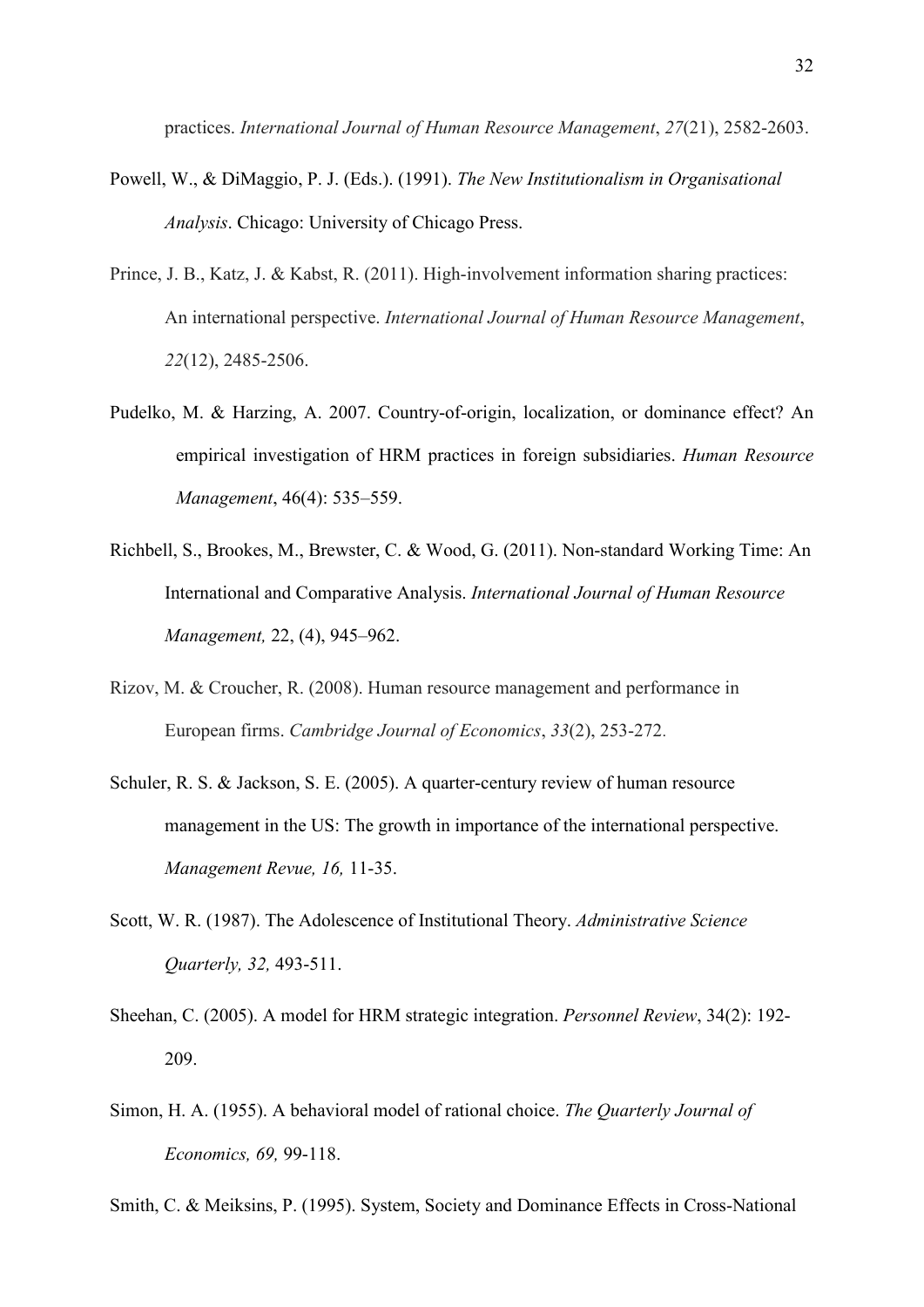practices. *International Journal of Human Resource Management*, *27*(21), 2582-2603.

Powell, W., & DiMaggio, P. J. (Eds.). (1991). *The New Institutionalism in Organisational Analysis*. Chicago: University of Chicago Press.

Prince, J. B., Katz, J. & Kabst, R. (2011). High-involvement information sharing practices: An international perspective. *International Journal of Human Resource Management*, *22*(12), 2485-2506.

Pudelko, M. & Harzing, A. 2007. Country-of-origin, localization, or dominance effect? An empirical investigation of HRM practices in foreign subsidiaries. *Human Resource Management*, 46(4): 535–559.

Richbell, S., Brookes, M., Brewster, C. & Wood, G. (2011). Non-standard Working Time: An International and Comparative Analysis. *International Journal of Human Resource Management,* 22, (4), 945–962.

Rizov, M. & Croucher, R. (2008). Human resource management and performance in European firms. *Cambridge Journal of Economics*, *33*(2), 253-272.

Schuler, R. S. & Jackson, S. E. (2005). A quarter-century review of human resource management in the US: The growth in importance of the international perspective. *Management Revue, 16,* 11-35.

Scott, W. R. (1987). The Adolescence of Institutional Theory. *Administrative Science Quarterly, 32,* 493-511.

Sheehan, C. (2005). A model for HRM strategic integration. *Personnel Review*, 34(2): 192-209.

Simon, H. A. (1955). A behavioral model of rational choice. *The Quarterly Journal of Economics, 69,* 99-118.

Smith, C. & Meiksins, P. (1995). System, Society and Dominance Effects in Cross-National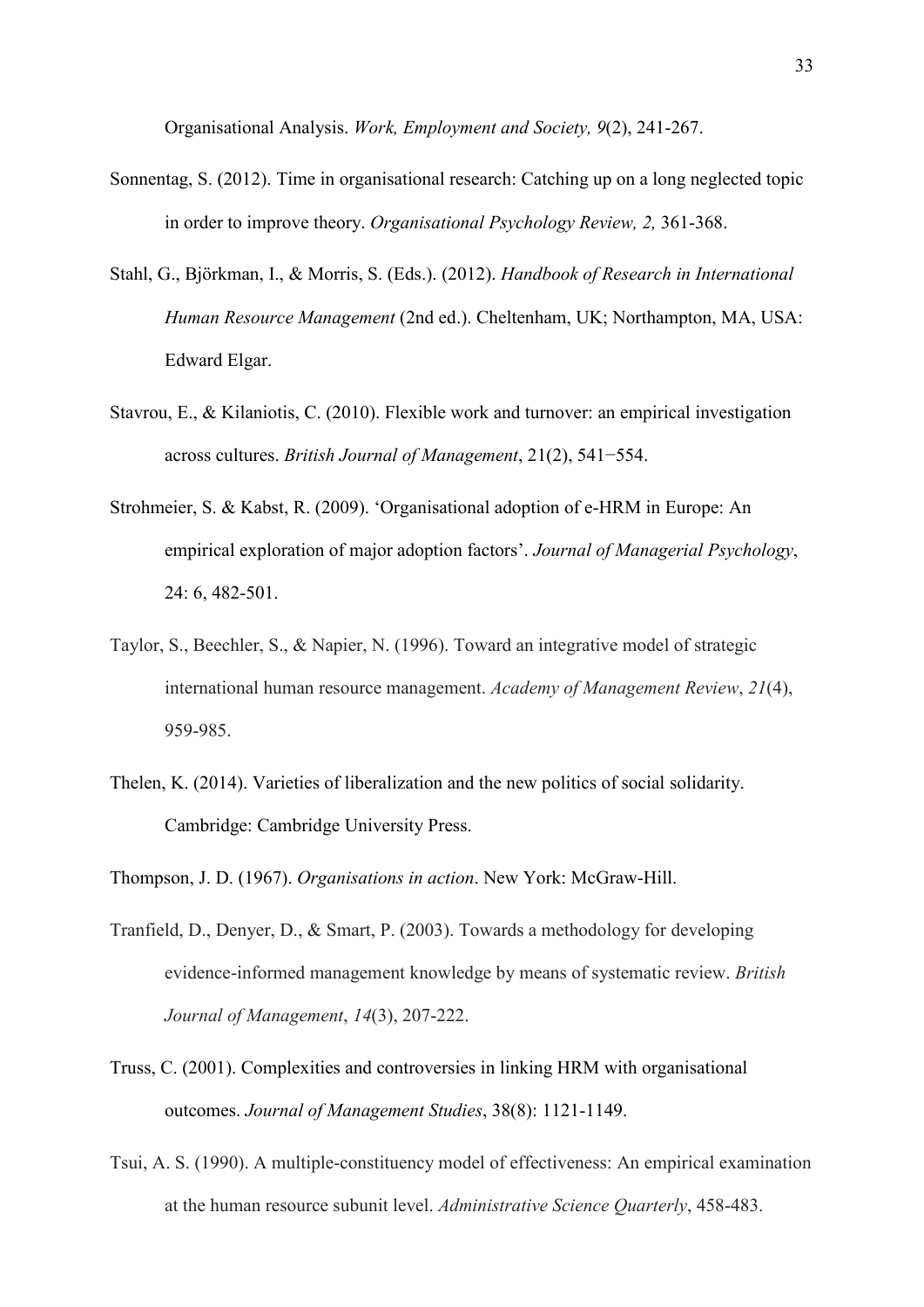Organisational Analysis. *Work, Employment and Society, 9*(2), 241-267.

Sonnentag, S. (2012). Time in organisational research: Catching up on a long neglected topic in order to improve theory. *Organisational Psychology Review, 2,* 361-368.

Stahl, G., Björkman, I., & Morris, S. (Eds.). (2012). *Handbook of Research in International Human Resource Management* (2nd ed.). Cheltenham, UK; Northampton, MA, USA: Edward Elgar.

Stavrou, E., & Kilaniotis, C. (2010). Flexible work and turnover: an empirical investigation across cultures. *British Journal of Management*, 21(2), 541−554.

Strohmeier, S. & Kabst, R. (2009). 'Organisational adoption of e-HRM in Europe: An empirical exploration of major adoption factors'. *Journal of Managerial Psychology*, 24: 6, 482-501.

Taylor, S., Beechler, S., & Napier, N. (1996). Toward an integrative model of strategic international human resource management. *Academy of Management Review*, *21*(4), 959-985.

Thelen, K. (2014). Varieties of liberalization and the new politics of social solidarity. Cambridge: Cambridge University Press.

Thompson, J. D. (1967). *Organisations in action*. New York: McGraw-Hill.

Tranfield, D., Denyer, D., & Smart, P. (2003). Towards a methodology for developing evidence-informed management knowledge by means of systematic review. *British Journal of Management*, *14*(3), 207-222.

Truss, C. (2001). Complexities and controversies in linking HRM with organisational outcomes. *Journal of Management Studies*, 38(8): 1121-1149.

Tsui, A. S. (1990). A multiple-constituency model of effectiveness: An empirical examination at the human resource subunit level. *Administrative Science Quarterly*, 458-483.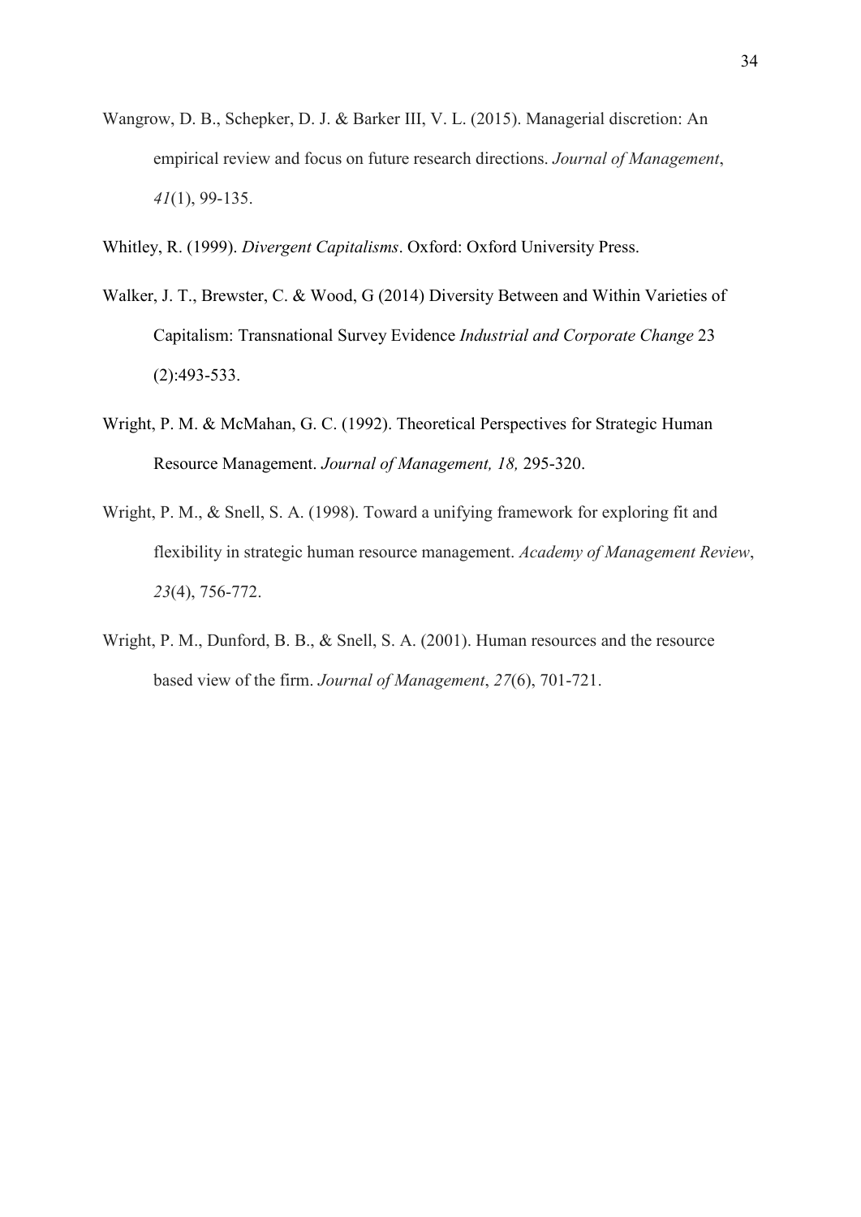Wangrow, D. B., Schepker, D. J. & Barker III, V. L. (2015). Managerial discretion: An empirical review and focus on future research directions. *Journal of Management*, *41*(1), 99-135.

Whitley, R. (1999). *Divergent Capitalisms*. Oxford: Oxford University Press.

Walker, J. T., Brewster, C. & Wood, G (2014) Diversity Between and Within Varieties of Capitalism: Transnational Survey Evidence *Industrial and Corporate Change* 23 (2):493-533.

Wright, P. M. & McMahan, G. C. (1992). Theoretical Perspectives for Strategic Human Resource Management. *Journal of Management, 18,* 295-320.

Wright, P. M., & Snell, S. A. (1998). Toward a unifying framework for exploring fit and flexibility in strategic human resource management. *Academy of Management Review*, *23*(4), 756-772.

Wright, P. M., Dunford, B. B., & Snell, S. A. (2001). Human resources and the resource based view of the firm. *Journal of Management*, *27*(6), 701-721.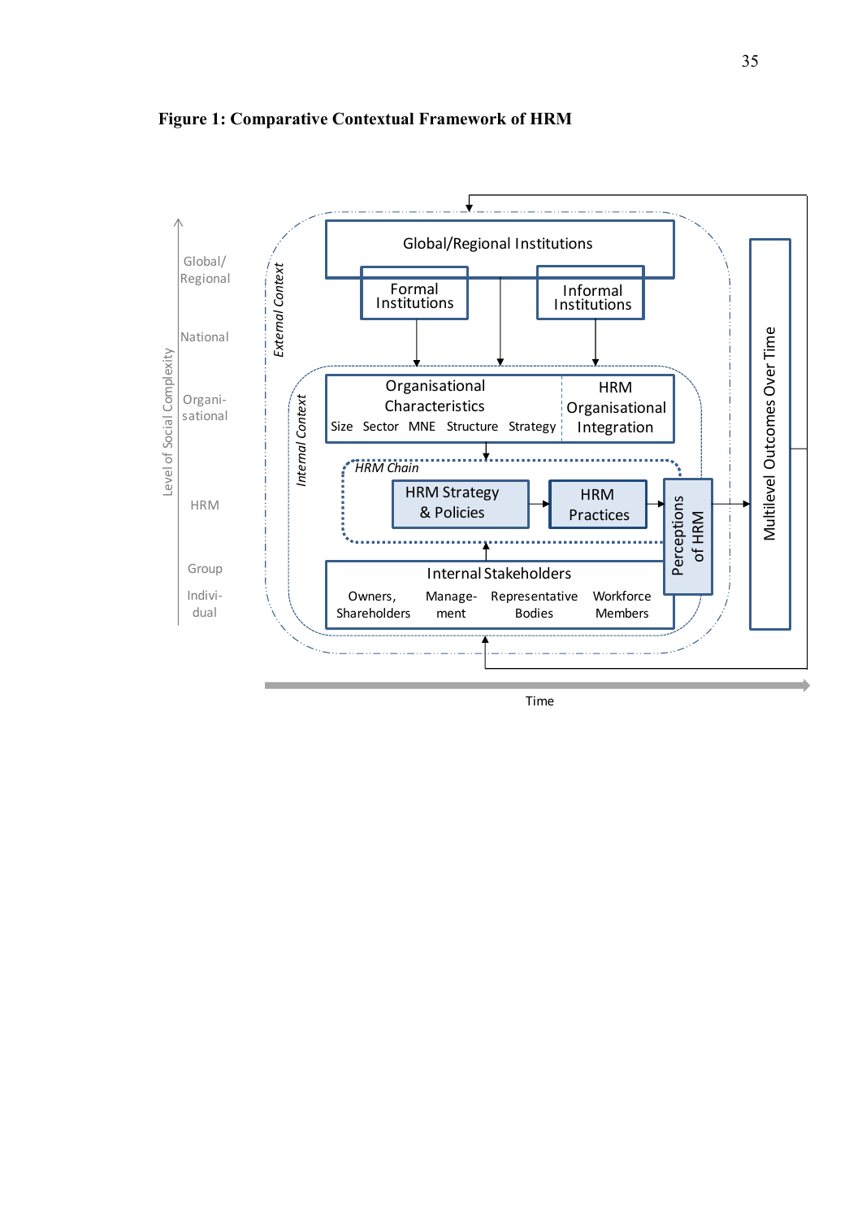**Figure 1: Comparative Contextual Framework of HRM**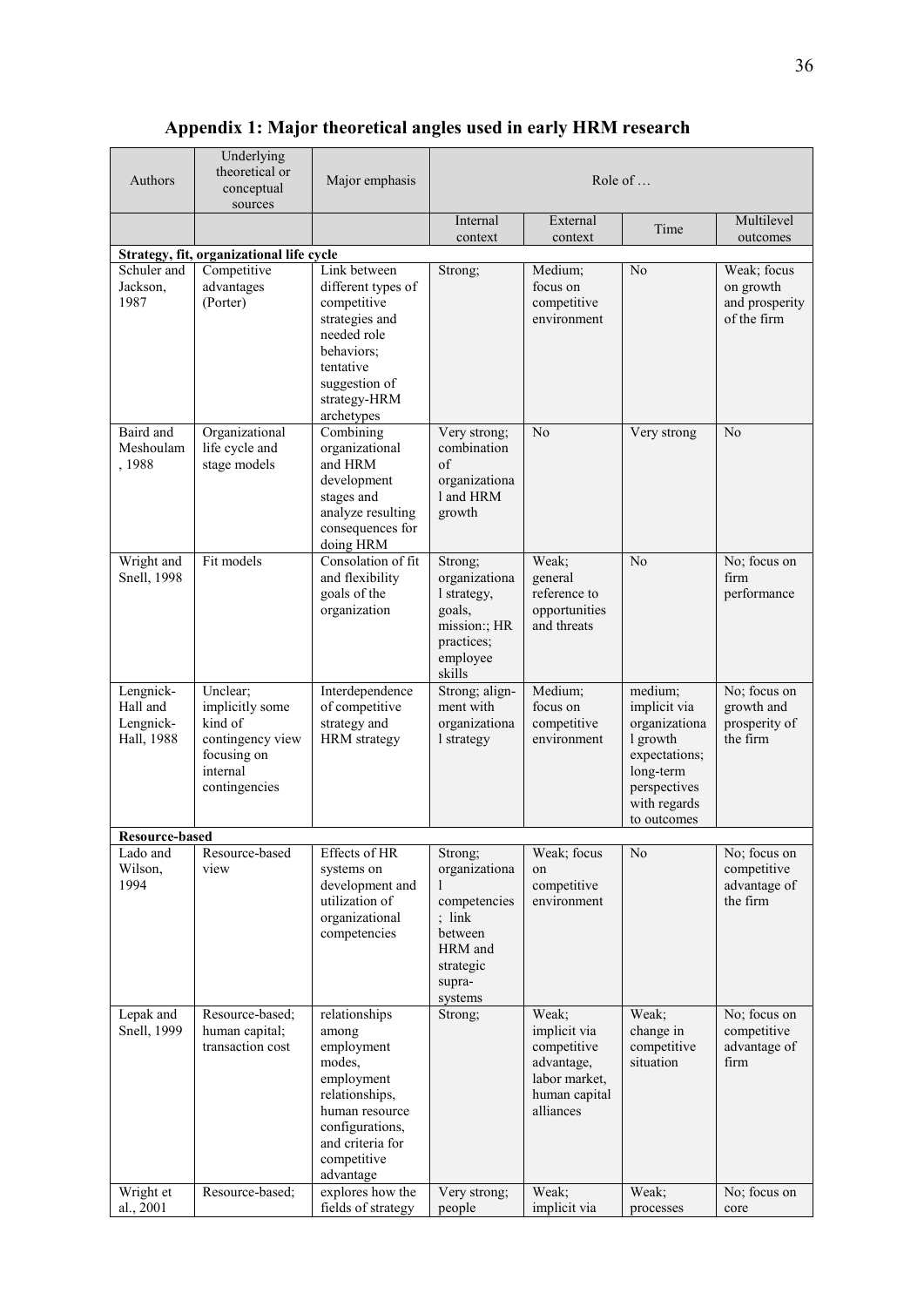## Appendix 1: Major theoretical angles used in early HRM research

| Authors | Underlying theoretical or conceptual sources | Major emphasis | Role of … | | | |
|---|---|---|---|---|---|---|
| | | | Internal context | External context | Time | Multilevel outcomes |
| **Strategy, fit, organizational life cycle** | | | | | | |
| Schuler and Jackson, 1987 | Competitive advantages (Porter) | Link between different types of competitive strategies and needed role behaviors; tentative suggestion of strategy-HRM archetypes | Strong; | Medium; focus on competitive environment | No | Weak; focus on growth and prosperity of the firm |
| Baird and Meshoulam, 1988 | Organizational life cycle and stage models | Combining organizational and HRM development stages and analyze resulting consequences for doing HRM | Very strong; combination of organizational and HRM growth | No | Very strong | No |
| Wright and Snell, 1998 | Fit models | Consolation of fit and flexibility goals of the organization | Strong; organizational strategy, goals, mission:; HR practices; employee skills | Weak; general reference to opportunities and threats | No | No; focus on firm performance |
| Lengnick-Hall and Lengnick-Hall, 1988 | Unclear; implicitly some kind of contingency view focusing on internal contingencies | Interdependence of competitive strategy and HRM strategy | Strong; alignment with organizational strategy | Medium; focus on competitive environment | medium; implicit via organizational growth expectations; long-term perspectives with regards to outcomes | No; focus on growth and prosperity of the firm |
| **Resource-based** | | | | | | |
| Lado and Wilson, 1994 | Resource-based view | Effects of HR systems on development and utilization of organizational competencies | Strong; organizational competencies; link between HRM and strategic supra-systems | Weak; focus on competitive environment | No | No; focus on competitive advantage of the firm |
| Lepak and Snell, 1999 | Resource-based; human capital; transaction cost | relationships among employment modes, employment relationships, human resource configurations, and criteria for competitive advantage | Strong; | Weak; implicit via competitive advantage, labor market, human capital alliances | Weak; change in competitive situation | No; focus on competitive advantage of firm |
| Wright et al., 2001 | Resource-based; | explores how the fields of strategy | Very strong; people | Weak; implicit via | Weak; processes | No; focus on core |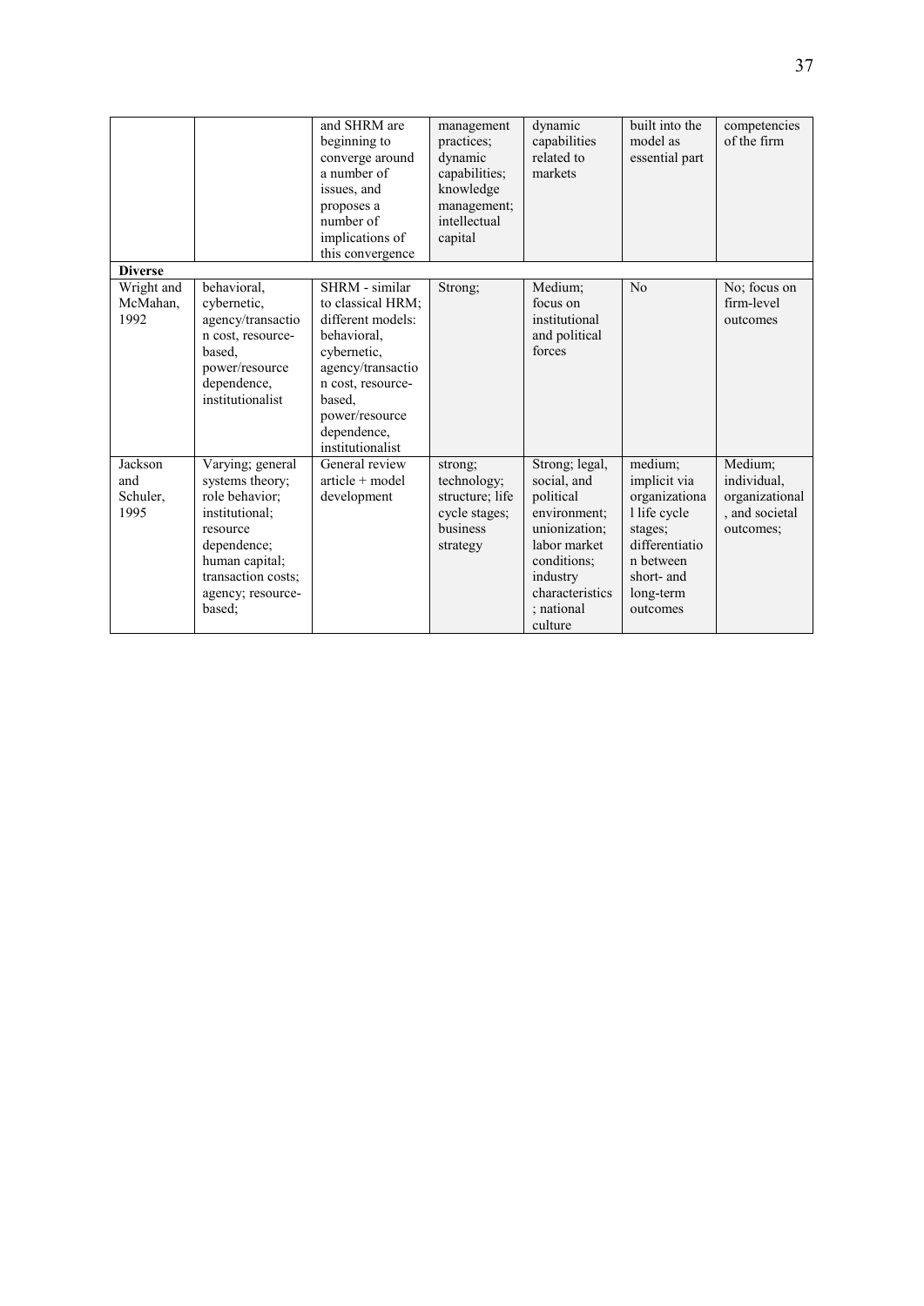| | | | | | | |
|---|---|---|---|---|---|---|
| | | and SHRM are beginning to converge around a number of issues, and proposes a number of implications of this convergence | management practices; dynamic capabilities; knowledge management; intellectual capital | dynamic capabilities related to markets | built into the model as essential part | competencies of the firm |
| **Diverse** | | | | | | |
| Wright and McMahan, 1992 | behavioral, cybernetic, agency/transaction cost, resource-based, power/resource dependence, institutionalist | SHRM - similar to classical HRM; different models: behavioral, cybernetic, agency/transaction cost, resource-based, power/resource dependence, institutionalist | Strong; | Medium; focus on institutional and political forces | No | No; focus on firm-level outcomes |
| Jackson and Schuler, 1995 | Varying; general systems theory; role behavior; institutional; resource dependence; human capital; transaction costs; agency; resource-based; | General review article + model development | strong; technology; structure; life cycle stages; business strategy | Strong; legal, social, and political environment; unionization; labor market conditions; industry characteristics; national culture | medium; implicit via organizational life cycle stages; differentiation between short- and long-term outcomes | Medium; individual, organizational, and societal outcomes; |